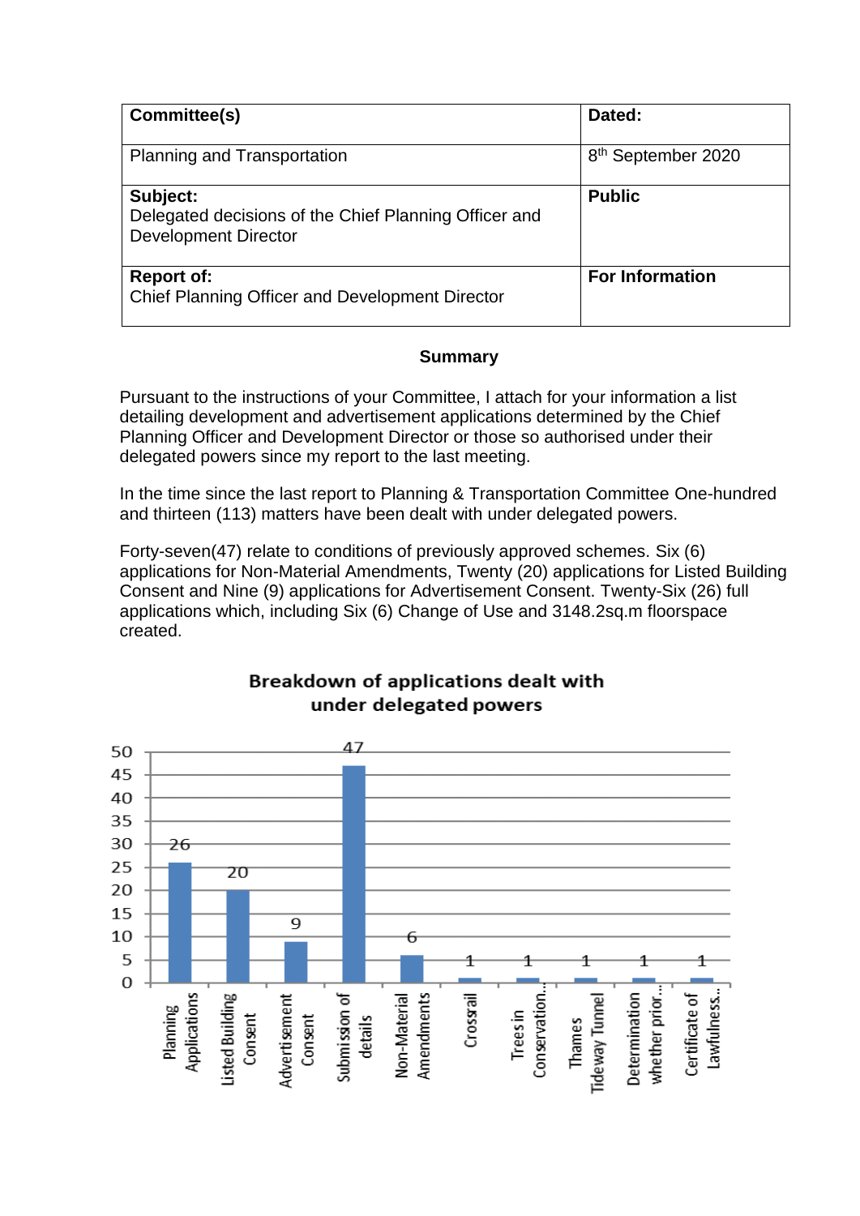| Committee(s) | Dated: |
| --- | --- |
| Planning and Transportation | 8th September 2020 |
| **Subject:**<br>Delegated decisions of the Chief Planning Officer and Development Director | **Public** |
| **Report of:**<br>Chief Planning Officer and Development Director | **For Information** |

**Summary**

Pursuant to the instructions of your Committee, I attach for your information a list detailing development and advertisement applications determined by the Chief Planning Officer and Development Director or those so authorised under their delegated powers since my report to the last meeting.

In the time since the last report to Planning & Transportation Committee One-hundred and thirteen (113) matters have been dealt with under delegated powers.

Forty-seven(47) relate to conditions of previously approved schemes. Six (6) applications for Non-Material Amendments, Twenty (20) applications for Listed Building Consent and Nine (9) applications for Advertisement Consent. Twenty-Six (26) full applications which, including Six (6) Change of Use and 3148.2sq.m floorspace created.

**Breakdown of applications dealt with under delegated powers**

50
45
40
35
30
25
20
15
10
5
0

26
20
9
47
6
1
1
1
1
1

Planning Applications
Listed Building Consent
Advertisement Consent
Submission of details
Non-Material Amendments
Crossrail
Trees in Conservation...
Thames Tideway Tunnel
Determination whether prior...
Certificate of Lawfulness...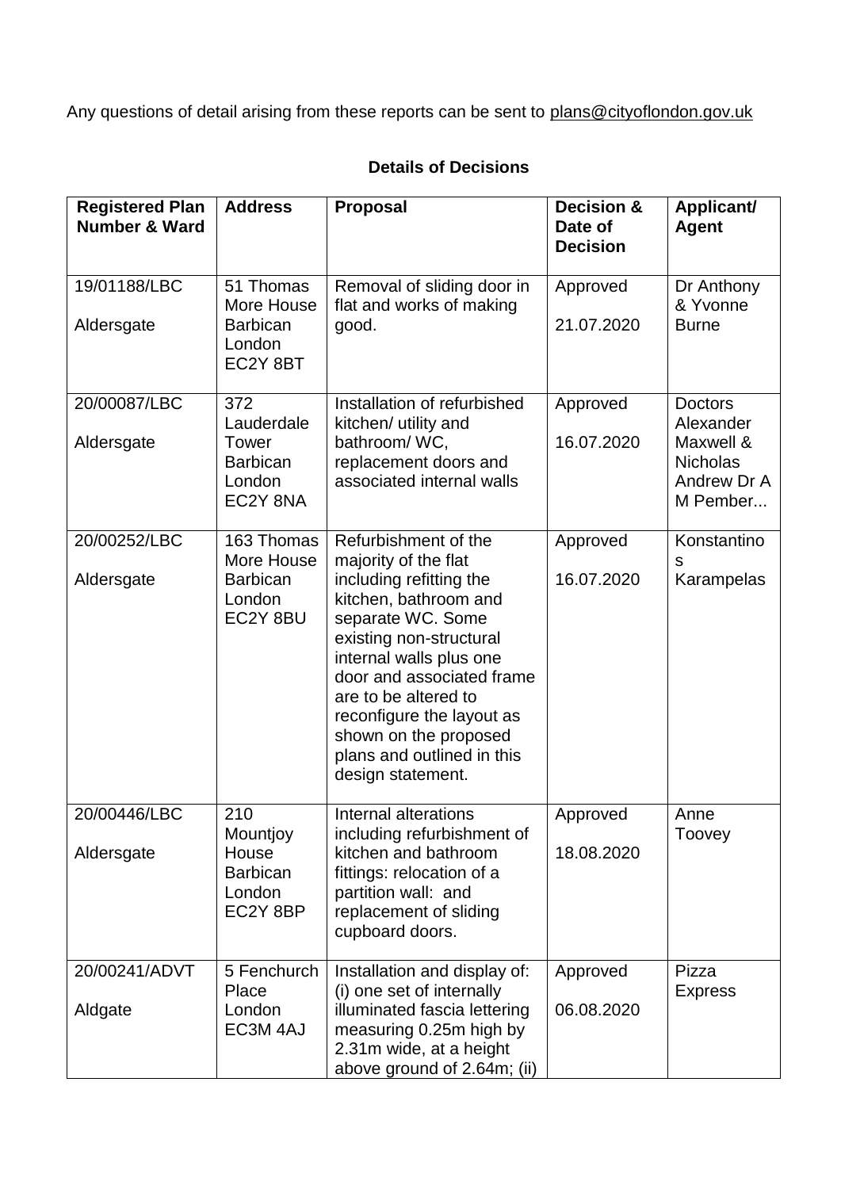Any questions of detail arising from these reports can be sent to plans@cityoflondon.gov.uk

**Details of Decisions**

| Registered Plan Number & Ward | Address | Proposal | Decision & Date of Decision | Applicant/ Agent |
|---|---|---|---|---|
| 19/01188/LBC<br><br>Aldersgate | 51 Thomas More House Barbican London EC2Y 8BT | Removal of sliding door in flat and works of making good. | Approved<br><br>21.07.2020 | Dr Anthony & Yvonne Burne |
| 20/00087/LBC<br><br>Aldersgate | 372 Lauderdale Tower Barbican London EC2Y 8NA | Installation of refurbished kitchen/ utility and bathroom/ WC, replacement doors and associated internal walls | Approved<br><br>16.07.2020 | Doctors Alexander Maxwell & Nicholas Andrew Dr A M Pember... |
| 20/00252/LBC<br><br>Aldersgate | 163 Thomas More House Barbican London EC2Y 8BU | Refurbishment of the majority of the flat including refitting the kitchen, bathroom and separate WC. Some existing non-structural internal walls plus one door and associated frame are to be altered to reconfigure the layout as shown on the proposed plans and outlined in this design statement. | Approved<br><br>16.07.2020 | Konstantinos Karampelas |
| 20/00446/LBC<br><br>Aldersgate | 210 Mountjoy House Barbican London EC2Y 8BP | Internal alterations including refurbishment of kitchen and bathroom fittings: relocation of a partition wall: and replacement of sliding cupboard doors. | Approved<br><br>18.08.2020 | Anne Toovey |
| 20/00241/ADVT<br><br>Aldgate | 5 Fenchurch Place London EC3M 4AJ | Installation and display of: (i) one set of internally illuminated fascia lettering measuring 0.25m high by 2.31m wide, at a height above ground of 2.64m; (ii) | Approved<br><br>06.08.2020 | Pizza Express |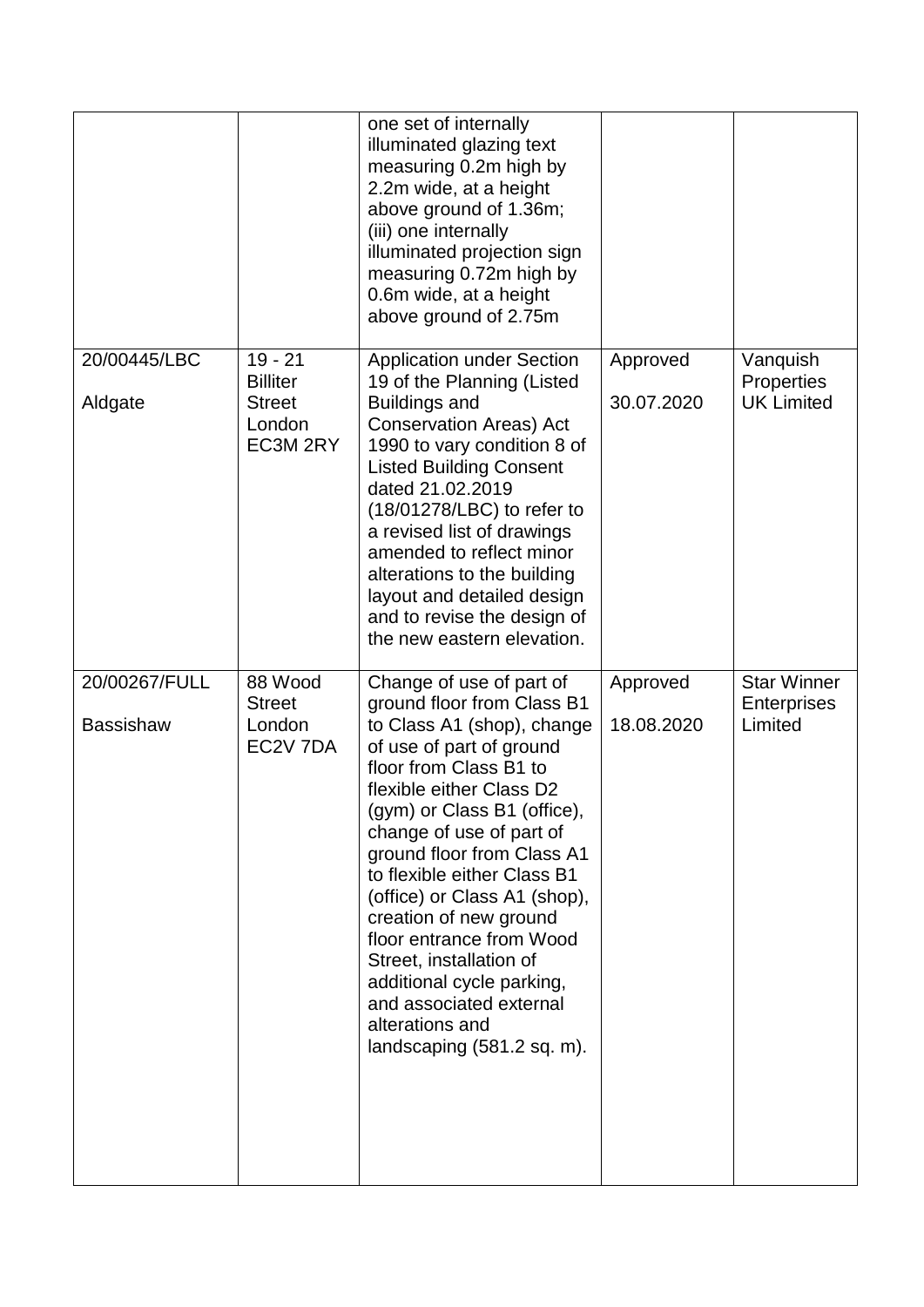| | | | | |
|---|---|---|---|---|
| | | one set of internally illuminated glazing text measuring 0.2m high by 2.2m wide, at a height above ground of 1.36m; (iii) one internally illuminated projection sign measuring 0.72m high by 0.6m wide, at a height above ground of 2.75m | | |
| 20/00445/LBC<br><br>Aldgate | 19 - 21 Billiter Street London EC3M 2RY | Application under Section 19 of the Planning (Listed Buildings and Conservation Areas) Act 1990 to vary condition 8 of Listed Building Consent dated 21.02.2019 (18/01278/LBC) to refer to a revised list of drawings amended to reflect minor alterations to the building layout and detailed design and to revise the design of the new eastern elevation. | Approved<br><br>30.07.2020 | Vanquish Properties UK Limited |
| 20/00267/FULL<br><br>Bassishaw | 88 Wood Street London EC2V 7DA | Change of use of part of ground floor from Class B1 to Class A1 (shop), change of use of part of ground floor from Class B1 to flexible either Class D2 (gym) or Class B1 (office), change of use of part of ground floor from Class A1 to flexible either Class B1 (office) or Class A1 (shop), creation of new ground floor entrance from Wood Street, installation of additional cycle parking, and associated external alterations and landscaping (581.2 sq. m). | Approved<br><br>18.08.2020 | Star Winner Enterprises Limited |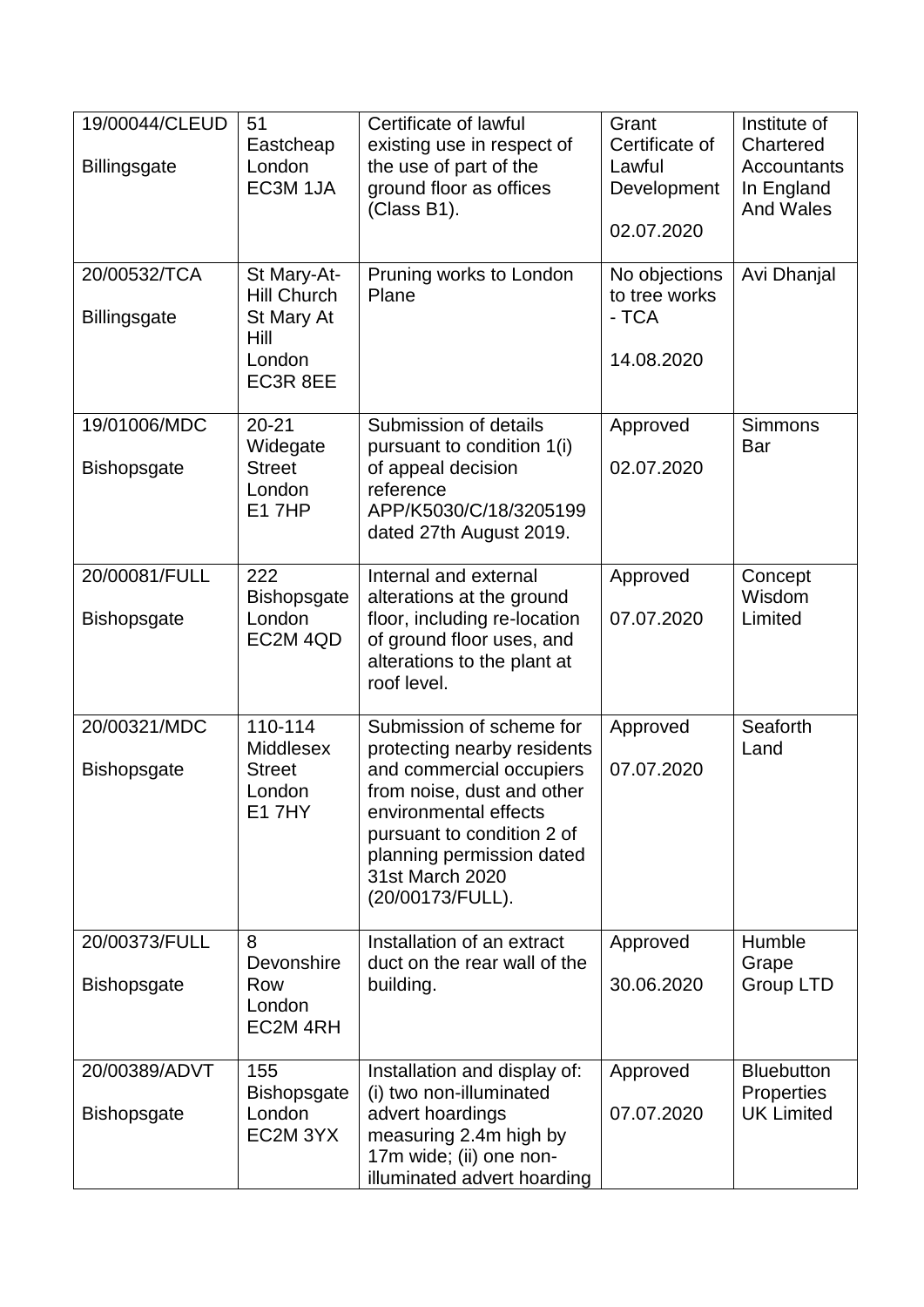| | | | | |
|---|---|---|---|---|
| 19/00044/CLEUD<br><br>Billingsgate | 51 Eastcheap London EC3M 1JA | Certificate of lawful existing use in respect of the use of part of the ground floor as offices (Class B1). | Grant Certificate of Lawful Development<br><br>02.07.2020 | Institute of Chartered Accountants In England And Wales |
| 20/00532/TCA<br><br>Billingsgate | St Mary-At-Hill Church St Mary At Hill London EC3R 8EE | Pruning works to London Plane | No objections to tree works - TCA<br><br>14.08.2020 | Avi Dhanjal |
| 19/01006/MDC<br><br>Bishopsgate | 20-21 Widegate Street London E1 7HP | Submission of details pursuant to condition 1(i) of appeal decision reference APP/K5030/C/18/3205199 dated 27th August 2019. | Approved<br><br>02.07.2020 | Simmons Bar |
| 20/00081/FULL<br><br>Bishopsgate | 222 Bishopsgate London EC2M 4QD | Internal and external alterations at the ground floor, including re-location of ground floor uses, and alterations to the plant at roof level. | Approved<br><br>07.07.2020 | Concept Wisdom Limited |
| 20/00321/MDC<br><br>Bishopsgate | 110-114 Middlesex Street London E1 7HY | Submission of scheme for protecting nearby residents and commercial occupiers from noise, dust and other environmental effects pursuant to condition 2 of planning permission dated 31st March 2020 (20/00173/FULL). | Approved<br><br>07.07.2020 | Seaforth Land |
| 20/00373/FULL<br><br>Bishopsgate | 8 Devonshire Row London EC2M 4RH | Installation of an extract duct on the rear wall of the building. | Approved<br><br>30.06.2020 | Humble Grape Group LTD |
| 20/00389/ADVT<br><br>Bishopsgate | 155 Bishopsgate London EC2M 3YX | Installation and display of: (i) two non-illuminated advert hoardings measuring 2.4m high by 17m wide; (ii) one non-illuminated advert hoarding | Approved<br><br>07.07.2020 | Bluebutton Properties UK Limited |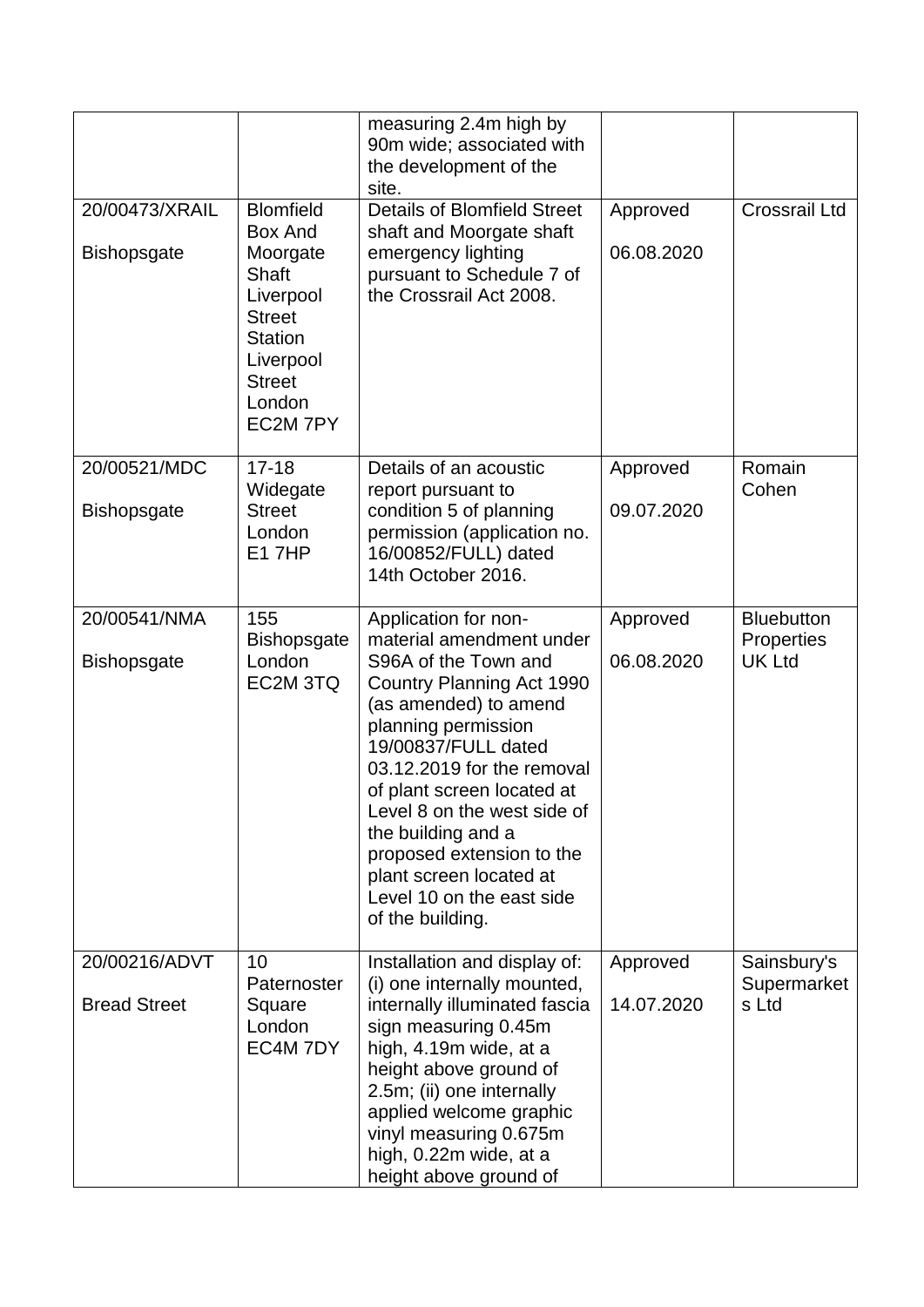| | | | | |
|---|---|---|---|---|
| | | measuring 2.4m high by 90m wide; associated with the development of the site. | | |
| 20/00473/XRAIL<br><br>Bishopsgate | Blomfield Box And Moorgate Shaft Liverpool Street Station Liverpool Street London EC2M 7PY | Details of Blomfield Street shaft and Moorgate shaft emergency lighting pursuant to Schedule 7 of the Crossrail Act 2008. | Approved<br><br>06.08.2020 | Crossrail Ltd |
| 20/00521/MDC<br><br>Bishopsgate | 17-18 Widegate Street London E1 7HP | Details of an acoustic report pursuant to condition 5 of planning permission (application no. 16/00852/FULL) dated 14th October 2016. | Approved<br><br>09.07.2020 | Romain Cohen |
| 20/00541/NMA<br><br>Bishopsgate | 155 Bishopsgate London EC2M 3TQ | Application for non-material amendment under S96A of the Town and Country Planning Act 1990 (as amended) to amend planning permission 19/00837/FULL dated 03.12.2019 for the removal of plant screen located at Level 8 on the west side of the building and a proposed extension to the plant screen located at Level 10 on the east side of the building. | Approved<br><br>06.08.2020 | Bluebutton Properties UK Ltd |
| 20/00216/ADVT<br><br>Bread Street | 10 Paternoster Square London EC4M 7DY | Installation and display of: (i) one internally mounted, internally illuminated fascia sign measuring 0.45m high, 4.19m wide, at a height above ground of 2.5m; (ii) one internally applied welcome graphic vinyl measuring 0.675m high, 0.22m wide, at a height above ground of | Approved<br><br>14.07.2020 | Sainsbury's Supermarkets Ltd |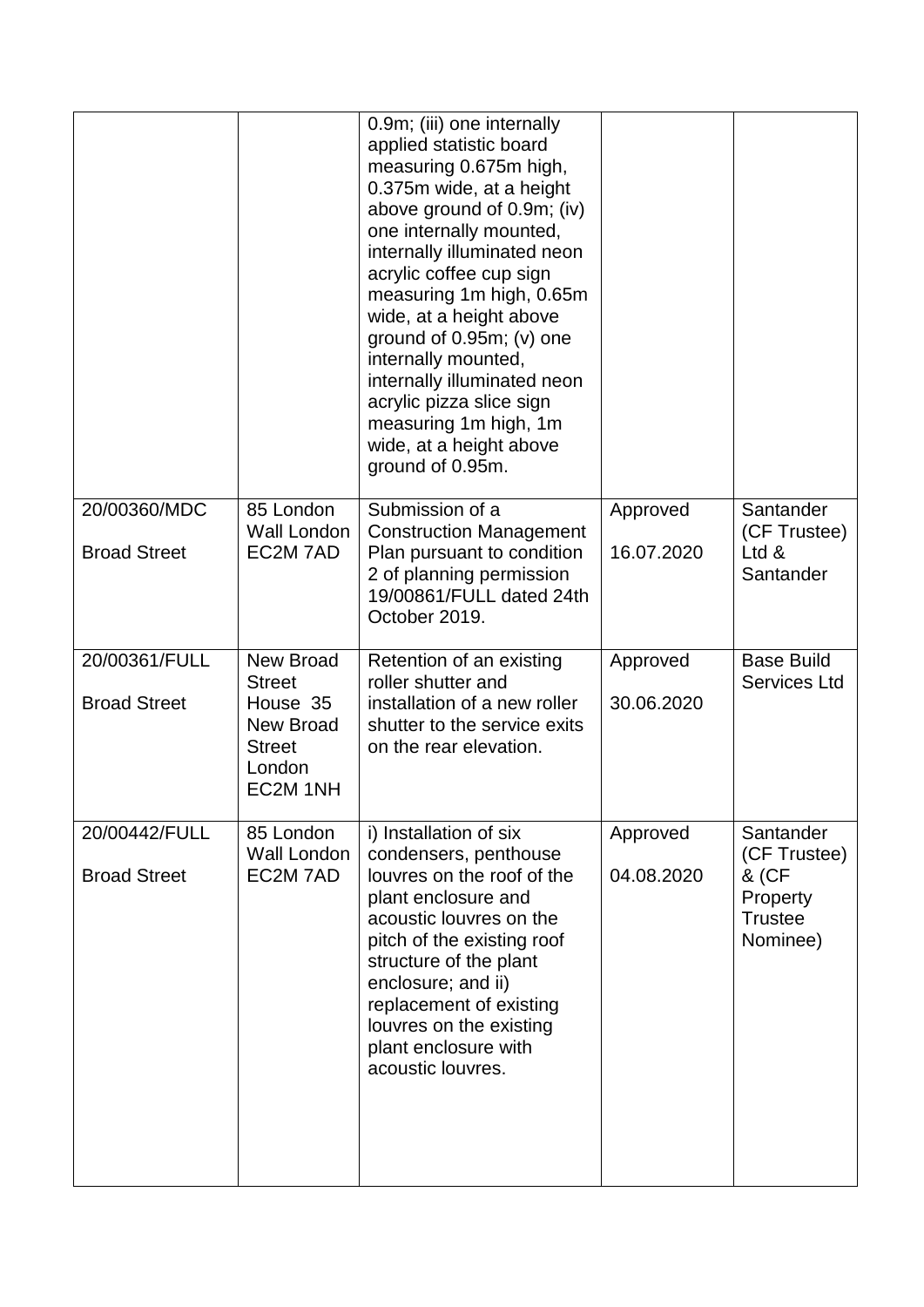| | | | | |
|---|---|---|---|---|
| | | 0.9m; (iii) one internally applied statistic board measuring 0.675m high, 0.375m wide, at a height above ground of 0.9m; (iv) one internally mounted, internally illuminated neon acrylic coffee cup sign measuring 1m high, 0.65m wide, at a height above ground of 0.95m; (v) one internally mounted, internally illuminated neon acrylic pizza slice sign measuring 1m high, 1m wide, at a height above ground of 0.95m. | | |
| 20/00360/MDC<br><br>Broad Street | 85 London Wall London EC2M 7AD | Submission of a Construction Management Plan pursuant to condition 2 of planning permission 19/00861/FULL dated 24th October 2019. | Approved<br><br>16.07.2020 | Santander (CF Trustee) Ltd & Santander |
| 20/00361/FULL<br><br>Broad Street | New Broad Street House 35 New Broad Street London EC2M 1NH | Retention of an existing roller shutter and installation of a new roller shutter to the service exits on the rear elevation. | Approved<br><br>30.06.2020 | Base Build Services Ltd |
| 20/00442/FULL<br><br>Broad Street | 85 London Wall London EC2M 7AD | i) Installation of six condensers, penthouse louvres on the roof of the plant enclosure and acoustic louvres on the pitch of the existing roof structure of the plant enclosure; and ii) replacement of existing louvres on the existing plant enclosure with acoustic louvres. | Approved<br><br>04.08.2020 | Santander (CF Trustee) & (CF Property Trustee Nominee) |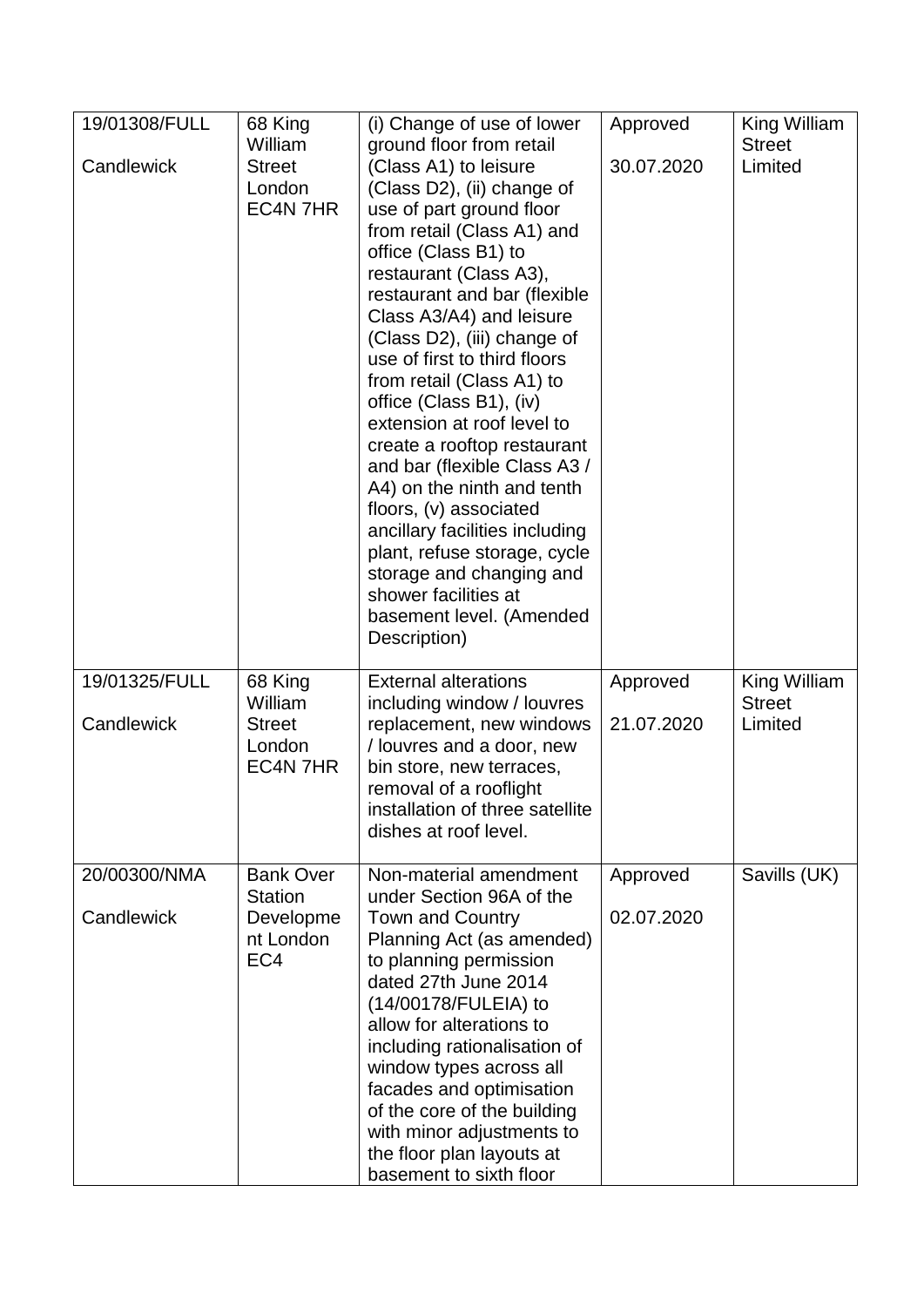| | | | | |
|---|---|---|---|---|
| 19/01308/FULL<br><br>Candlewick | 68 King William Street London EC4N 7HR | (i) Change of use of lower ground floor from retail (Class A1) to leisure (Class D2), (ii) change of use of part ground floor from retail (Class A1) and office (Class B1) to restaurant (Class A3), restaurant and bar (flexible Class A3/A4) and leisure (Class D2), (iii) change of use of first to third floors from retail (Class A1) to office (Class B1), (iv) extension at roof level to create a rooftop restaurant and bar (flexible Class A3 / A4) on the ninth and tenth floors, (v) associated ancillary facilities including plant, refuse storage, cycle storage and changing and shower facilities at basement level. (Amended Description) | Approved<br><br>30.07.2020 | King William Street Limited |
| 19/01325/FULL<br><br>Candlewick | 68 King William Street London EC4N 7HR | External alterations including window / louvres replacement, new windows / louvres and a door, new bin store, new terraces, removal of a rooflight installation of three satellite dishes at roof level. | Approved<br><br>21.07.2020 | King William Street Limited |
| 20/00300/NMA<br><br>Candlewick | Bank Over Station Development London EC4 | Non-material amendment under Section 96A of the Town and Country Planning Act (as amended) to planning permission dated 27th June 2014 (14/00178/FULEIA) to allow for alterations to including rationalisation of window types across all facades and optimisation of the core of the building with minor adjustments to the floor plan layouts at basement to sixth floor | Approved<br><br>02.07.2020 | Savills (UK) |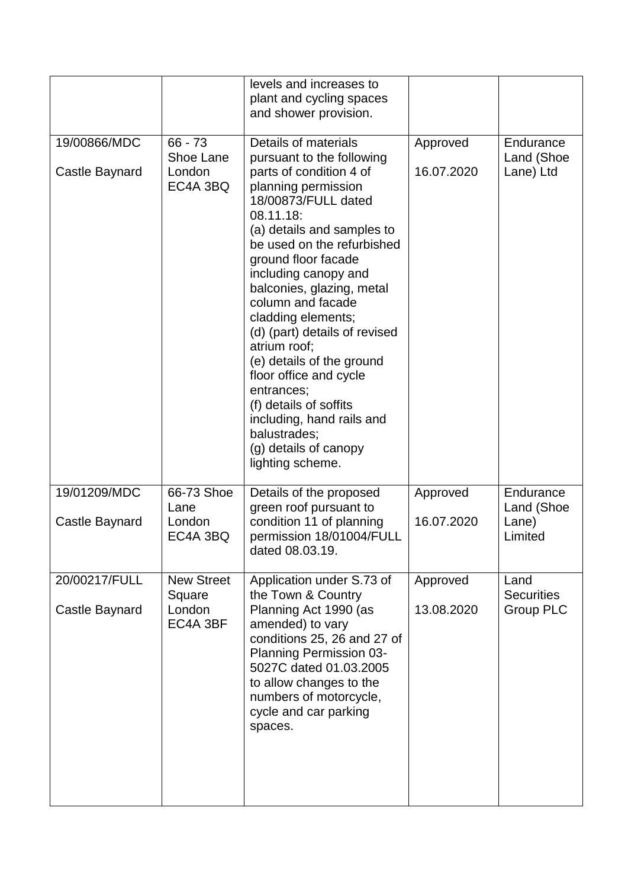| | | | | |
|---|---|---|---|---|
| | | levels and increases to plant and cycling spaces and shower provision. | | |
| 19/00866/MDC<br><br>Castle Baynard | 66 - 73 Shoe Lane London EC4A 3BQ | Details of materials pursuant to the following parts of condition 4 of planning permission 18/00873/FULL dated 08.11.18:<br>(a) details and samples to be used on the refurbished ground floor facade including canopy and balconies, glazing, metal column and facade cladding elements;<br>(d) (part) details of revised atrium roof;<br>(e) details of the ground floor office and cycle entrances;<br>(f) details of soffits including, hand rails and balustrades;<br>(g) details of canopy lighting scheme. | Approved<br><br>16.07.2020 | Endurance Land (Shoe Lane) Ltd |
| 19/01209/MDC<br><br>Castle Baynard | 66-73 Shoe Lane London EC4A 3BQ | Details of the proposed green roof pursuant to condition 11 of planning permission 18/01004/FULL dated 08.03.19. | Approved<br><br>16.07.2020 | Endurance Land (Shoe Lane) Limited |
| 20/00217/FULL<br><br>Castle Baynard | New Street Square London EC4A 3BF | Application under S.73 of the Town & Country Planning Act 1990 (as amended) to vary conditions 25, 26 and 27 of Planning Permission 03-5027C dated 01.03.2005 to allow changes to the numbers of motorcycle, cycle and car parking spaces. | Approved<br><br>13.08.2020 | Land Securities Group PLC |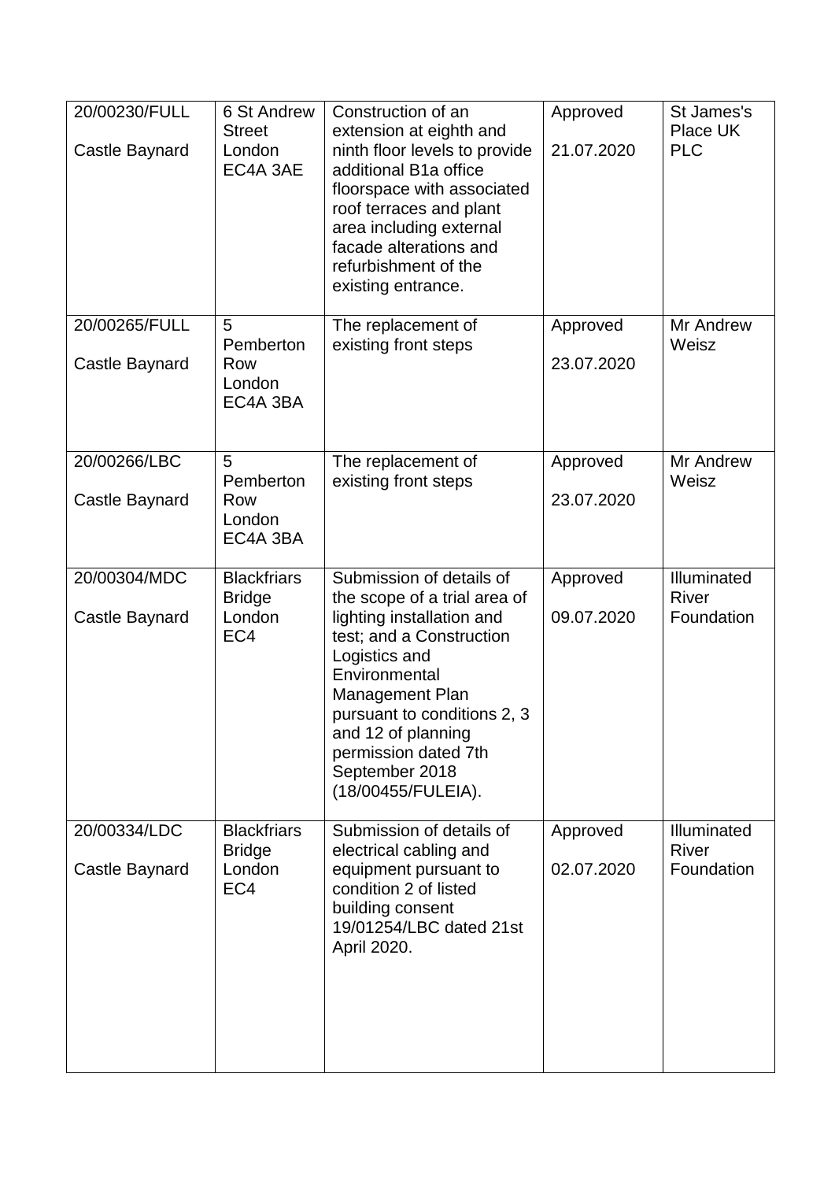| | | | | |
|---|---|---|---|---|
| 20/00230/FULL<br><br>Castle Baynard | 6 St Andrew Street London EC4A 3AE | Construction of an extension at eighth and ninth floor levels to provide additional B1a office floorspace with associated roof terraces and plant area including external facade alterations and refurbishment of the existing entrance. | Approved<br><br>21.07.2020 | St James's Place UK PLC |
| 20/00265/FULL<br><br>Castle Baynard | 5 Pemberton Row London EC4A 3BA | The replacement of existing front steps | Approved<br><br>23.07.2020 | Mr Andrew Weisz |
| 20/00266/LBC<br><br>Castle Baynard | 5 Pemberton Row London EC4A 3BA | The replacement of existing front steps | Approved<br><br>23.07.2020 | Mr Andrew Weisz |
| 20/00304/MDC<br><br>Castle Baynard | Blackfriars Bridge London EC4 | Submission of details of the scope of a trial area of lighting installation and test; and a Construction Logistics and Environmental Management Plan pursuant to conditions 2, 3 and 12 of planning permission dated 7th September 2018 (18/00455/FULEIA). | Approved<br><br>09.07.2020 | Illuminated River Foundation |
| 20/00334/LDC<br><br>Castle Baynard | Blackfriars Bridge London EC4 | Submission of details of electrical cabling and equipment pursuant to condition 2 of listed building consent 19/01254/LBC dated 21st April 2020. | Approved<br><br>02.07.2020 | Illuminated River Foundation |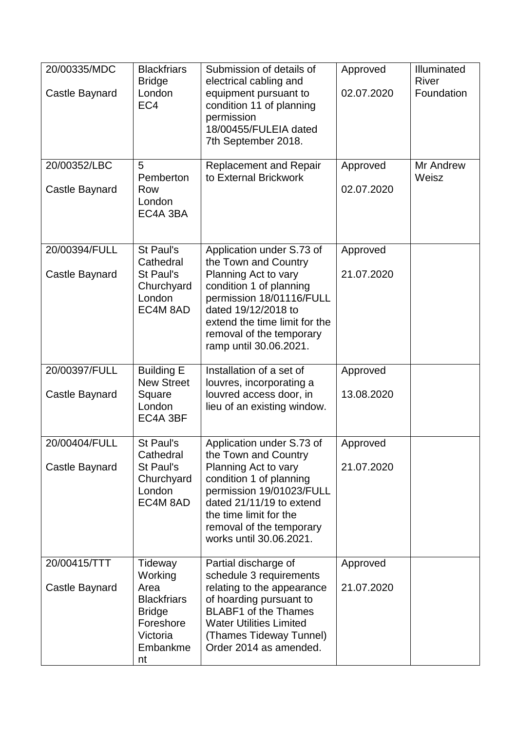| | | | | |
|---|---|---|---|---|
| 20/00335/MDC<br><br>Castle Baynard | Blackfriars Bridge London EC4 | Submission of details of electrical cabling and equipment pursuant to condition 11 of planning permission 18/00455/FULEIA dated 7th September 2018. | Approved<br><br>02.07.2020 | Illuminated River Foundation |
| 20/00352/LBC<br><br>Castle Baynard | 5 Pemberton Row London EC4A 3BA | Replacement and Repair to External Brickwork | Approved<br><br>02.07.2020 | Mr Andrew Weisz |
| 20/00394/FULL<br><br>Castle Baynard | St Paul's Cathedral St Paul's Churchyard London EC4M 8AD | Application under S.73 of the Town and Country Planning Act to vary condition 1 of planning permission 18/01116/FULL dated 19/12/2018 to extend the time limit for the removal of the temporary ramp until 30.06.2021. | Approved<br><br>21.07.2020 | |
| 20/00397/FULL<br><br>Castle Baynard | Building E New Street Square London EC4A 3BF | Installation of a set of louvres, incorporating a louvred access door, in lieu of an existing window. | Approved<br><br>13.08.2020 | |
| 20/00404/FULL<br><br>Castle Baynard | St Paul's Cathedral St Paul's Churchyard London EC4M 8AD | Application under S.73 of the Town and Country Planning Act to vary condition 1 of planning permission 19/01023/FULL dated 21/11/19 to extend the time limit for the removal of the temporary works until 30.06.2021. | Approved<br><br>21.07.2020 | |
| 20/00415/TTT<br><br>Castle Baynard | Tideway Working Area Blackfriars Bridge Foreshore Victoria Embankment | Partial discharge of schedule 3 requirements relating to the appearance of hoarding pursuant to BLABF1 of the Thames Water Utilities Limited (Thames Tideway Tunnel) Order 2014 as amended. | Approved<br><br>21.07.2020 | |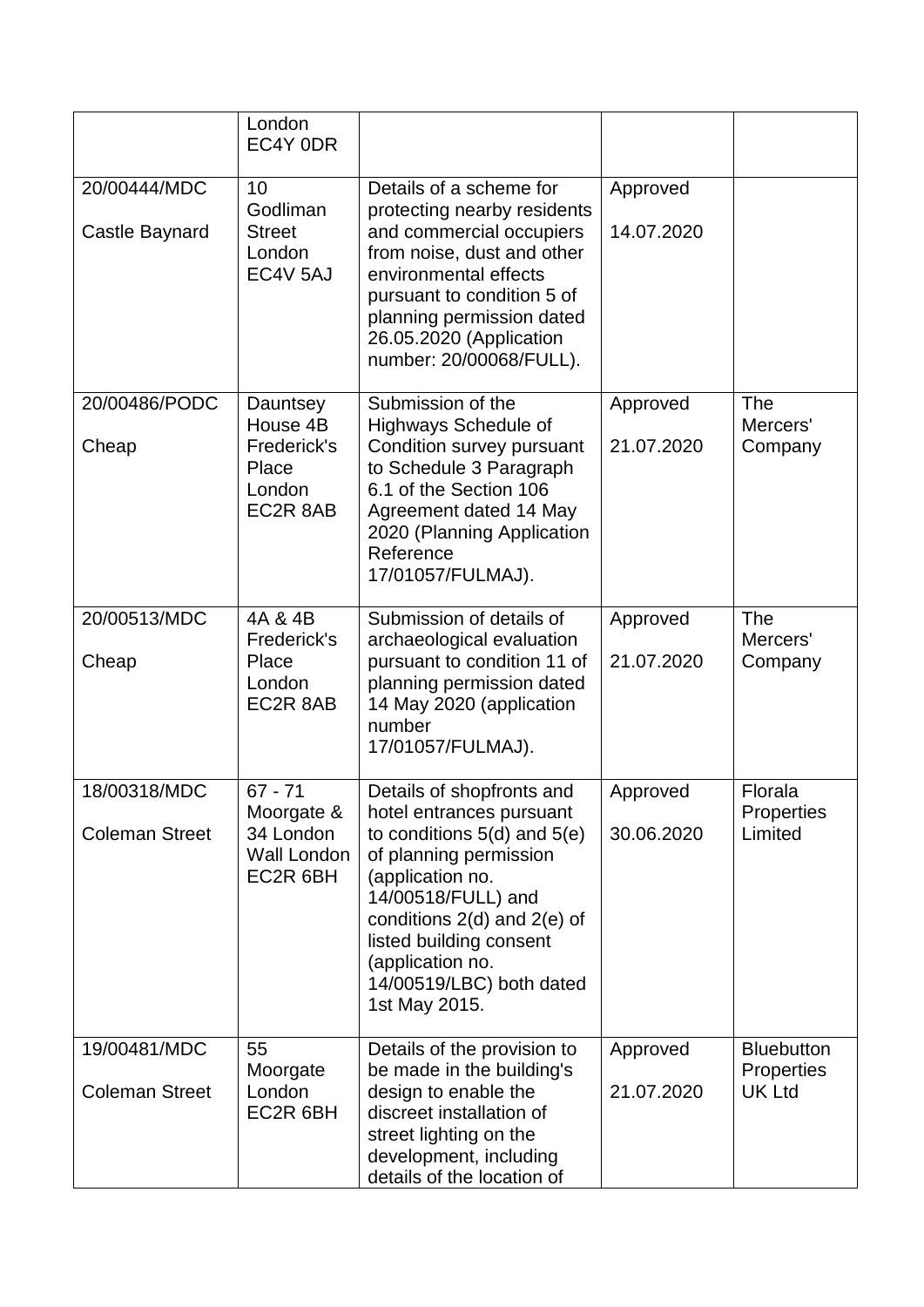| | | | | |
|---|---|---|---|---|
| | London EC4Y 0DR | | | |
| 20/00444/MDC<br><br>Castle Baynard | 10 Godliman Street London EC4V 5AJ | Details of a scheme for protecting nearby residents and commercial occupiers from noise, dust and other environmental effects pursuant to condition 5 of planning permission dated 26.05.2020 (Application number: 20/00068/FULL). | Approved<br><br>14.07.2020 | |
| 20/00486/PODC<br><br>Cheap | Dauntsey House 4B Frederick's Place London EC2R 8AB | Submission of the Highways Schedule of Condition survey pursuant to Schedule 3 Paragraph 6.1 of the Section 106 Agreement dated 14 May 2020 (Planning Application Reference 17/01057/FULMAJ). | Approved<br><br>21.07.2020 | The Mercers' Company |
| 20/00513/MDC<br><br>Cheap | 4A & 4B Frederick's Place London EC2R 8AB | Submission of details of archaeological evaluation pursuant to condition 11 of planning permission dated 14 May 2020 (application number 17/01057/FULMAJ). | Approved<br><br>21.07.2020 | The Mercers' Company |
| 18/00318/MDC<br><br>Coleman Street | 67 - 71 Moorgate & 34 London Wall London EC2R 6BH | Details of shopfronts and hotel entrances pursuant to conditions 5(d) and 5(e) of planning permission (application no. 14/00518/FULL) and conditions 2(d) and 2(e) of listed building consent (application no. 14/00519/LBC) both dated 1st May 2015. | Approved<br><br>30.06.2020 | Florala Properties Limited |
| 19/00481/MDC<br><br>Coleman Street | 55 Moorgate London EC2R 6BH | Details of the provision to be made in the building's design to enable the discreet installation of street lighting on the development, including details of the location of | Approved<br><br>21.07.2020 | Bluebutton Properties UK Ltd |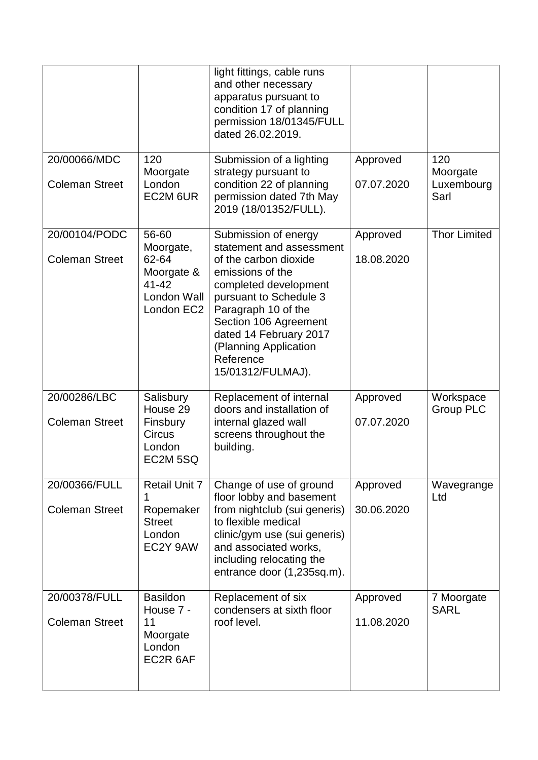| | | | | |
|---|---|---|---|---|
| | | light fittings, cable runs and other necessary apparatus pursuant to condition 17 of planning permission 18/01345/FULL dated 26.02.2019. | | |
| 20/00066/MDC<br><br>Coleman Street | 120 Moorgate London EC2M 6UR | Submission of a lighting strategy pursuant to condition 22 of planning permission dated 7th May 2019 (18/01352/FULL). | Approved<br><br>07.07.2020 | 120 Moorgate Luxembourg Sarl |
| 20/00104/PODC<br><br>Coleman Street | 56-60 Moorgate, 62-64 Moorgate & 41-42 London Wall London EC2 | Submission of energy statement and assessment of the carbon dioxide emissions of the completed development pursuant to Schedule 3 Paragraph 10 of the Section 106 Agreement dated 14 February 2017 (Planning Application Reference 15/01312/FULMAJ). | Approved<br><br>18.08.2020 | Thor Limited |
| 20/00286/LBC<br><br>Coleman Street | Salisbury House 29 Finsbury Circus London EC2M 5SQ | Replacement of internal doors and installation of internal glazed wall screens throughout the building. | Approved<br><br>07.07.2020 | Workspace Group PLC |
| 20/00366/FULL<br><br>Coleman Street | Retail Unit 7 1 Ropemaker Street London EC2Y 9AW | Change of use of ground floor lobby and basement from nightclub (sui generis) to flexible medical clinic/gym use (sui generis) and associated works, including relocating the entrance door (1,235sq.m). | Approved<br><br>30.06.2020 | Wavegrange Ltd |
| 20/00378/FULL<br><br>Coleman Street | Basildon House 7 - 11 Moorgate London EC2R 6AF | Replacement of six condensers at sixth floor roof level. | Approved<br><br>11.08.2020 | 7 Moorgate SARL |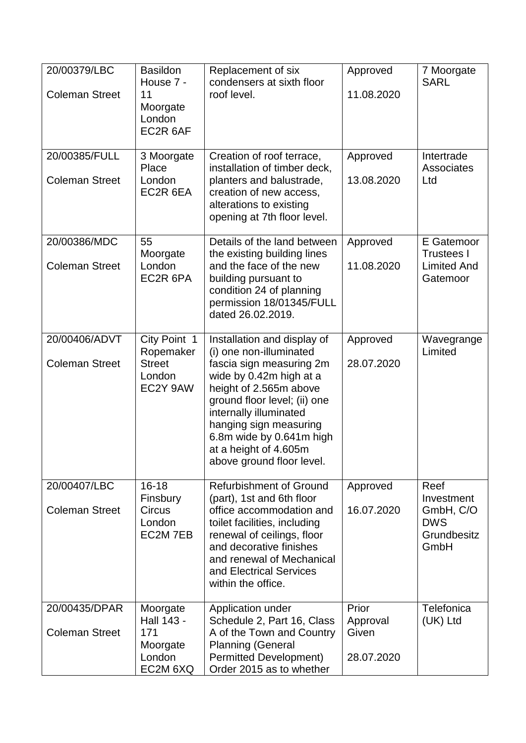| | | | | |
|---|---|---|---|---|
| 20/00379/LBC<br><br>Coleman Street | Basildon House 7 - 11 Moorgate London EC2R 6AF | Replacement of six condensers at sixth floor roof level. | Approved<br><br>11.08.2020 | 7 Moorgate SARL |
| 20/00385/FULL<br><br>Coleman Street | 3 Moorgate Place London EC2R 6EA | Creation of roof terrace, installation of timber deck, planters and balustrade, creation of new access, alterations to existing opening at 7th floor level. | Approved<br><br>13.08.2020 | Intertrade Associates Ltd |
| 20/00386/MDC<br><br>Coleman Street | 55 Moorgate London EC2R 6PA | Details of the land between the existing building lines and the face of the new building pursuant to condition 24 of planning permission 18/01345/FULL dated 26.02.2019. | Approved<br><br>11.08.2020 | E Gatemoor Trustees I Limited And Gatemoor |
| 20/00406/ADVT<br><br>Coleman Street | City Point 1 Ropemaker Street London EC2Y 9AW | Installation and display of (i) one non-illuminated fascia sign measuring 2m wide by 0.42m high at a height of 2.565m above ground floor level; (ii) one internally illuminated hanging sign measuring 6.8m wide by 0.641m high at a height of 4.605m above ground floor level. | Approved<br><br>28.07.2020 | Wavegrange Limited |
| 20/00407/LBC<br><br>Coleman Street | 16-18 Finsbury Circus London EC2M 7EB | Refurbishment of Ground (part), 1st and 6th floor office accommodation and toilet facilities, including renewal of ceilings, floor and decorative finishes and renewal of Mechanical and Electrical Services within the office. | Approved<br><br>16.07.2020 | Reef Investment GmbH, C/O DWS Grundbesitz GmbH |
| 20/00435/DPAR<br><br>Coleman Street | Moorgate Hall 143 - 171 Moorgate London EC2M 6XQ | Application under Schedule 2, Part 16, Class A of the Town and Country Planning (General Permitted Development) Order 2015 as to whether | Prior Approval Given<br><br>28.07.2020 | Telefonica (UK) Ltd |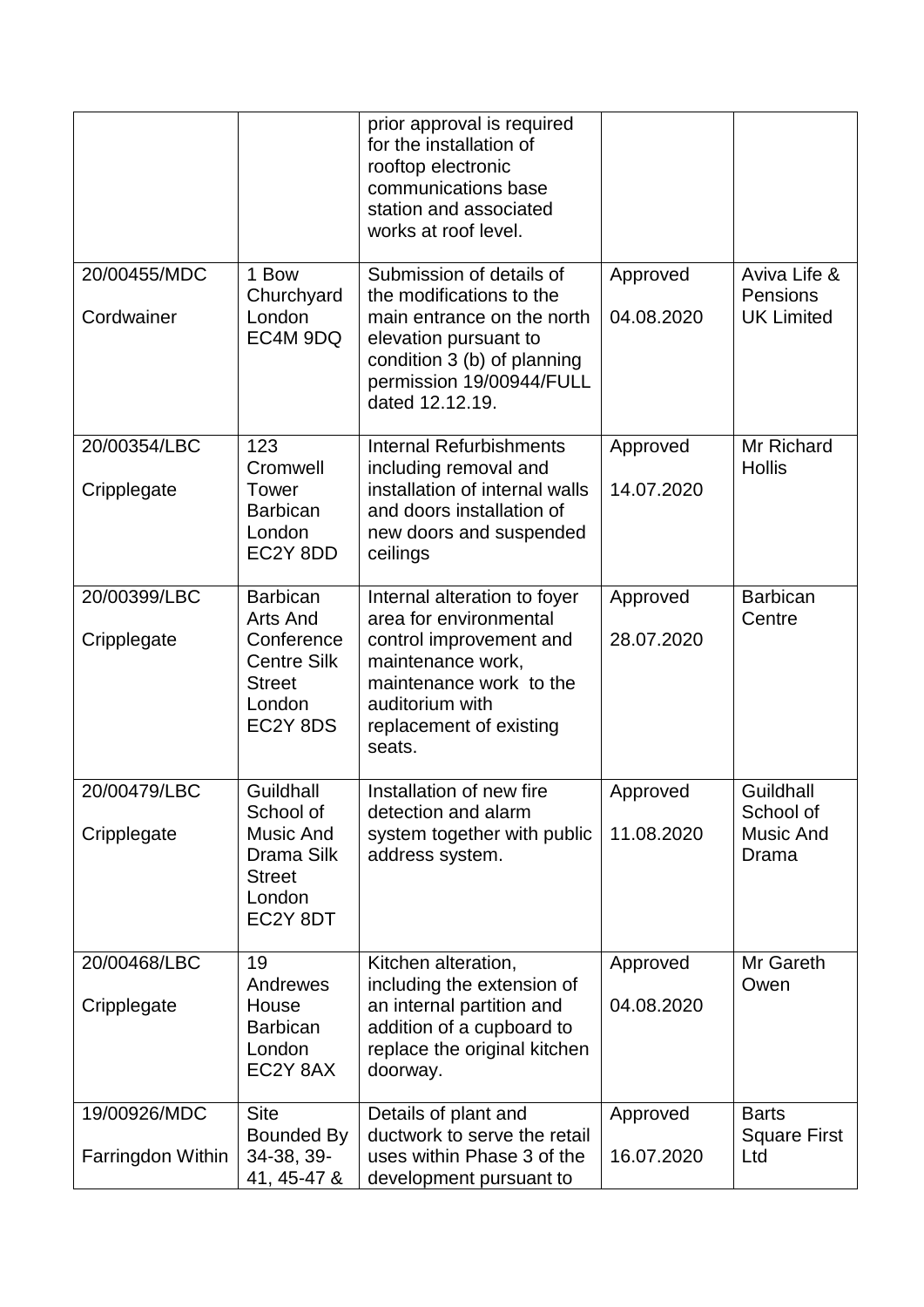| | | | | |
|---|---|---|---|---|
| | | prior approval is required for the installation of rooftop electronic communications base station and associated works at roof level. | | |
| 20/00455/MDC<br><br>Cordwainer | 1 Bow Churchyard London EC4M 9DQ | Submission of details of the modifications to the main entrance on the north elevation pursuant to condition 3 (b) of planning permission 19/00944/FULL dated 12.12.19. | Approved<br><br>04.08.2020 | Aviva Life & Pensions UK Limited |
| 20/00354/LBC<br><br>Cripplegate | 123 Cromwell Tower Barbican London EC2Y 8DD | Internal Refurbishments including removal and installation of internal walls and doors installation of new doors and suspended ceilings | Approved<br><br>14.07.2020 | Mr Richard Hollis |
| 20/00399/LBC<br><br>Cripplegate | Barbican Arts And Conference Centre Silk Street London EC2Y 8DS | Internal alteration to foyer area for environmental control improvement and maintenance work, maintenance work to the auditorium with replacement of existing seats. | Approved<br><br>28.07.2020 | Barbican Centre |
| 20/00479/LBC<br><br>Cripplegate | Guildhall School of Music And Drama Silk Street London EC2Y 8DT | Installation of new fire detection and alarm system together with public address system. | Approved<br><br>11.08.2020 | Guildhall School of Music And Drama |
| 20/00468/LBC<br><br>Cripplegate | 19 Andrewes House Barbican London EC2Y 8AX | Kitchen alteration, including the extension of an internal partition and addition of a cupboard to replace the original kitchen doorway. | Approved<br><br>04.08.2020 | Mr Gareth Owen |
| 19/00926/MDC<br><br>Farringdon Within | Site Bounded By 34-38, 39-41, 45-47 & | Details of plant and ductwork to serve the retail uses within Phase 3 of the development pursuant to | Approved<br><br>16.07.2020 | Barts Square First Ltd |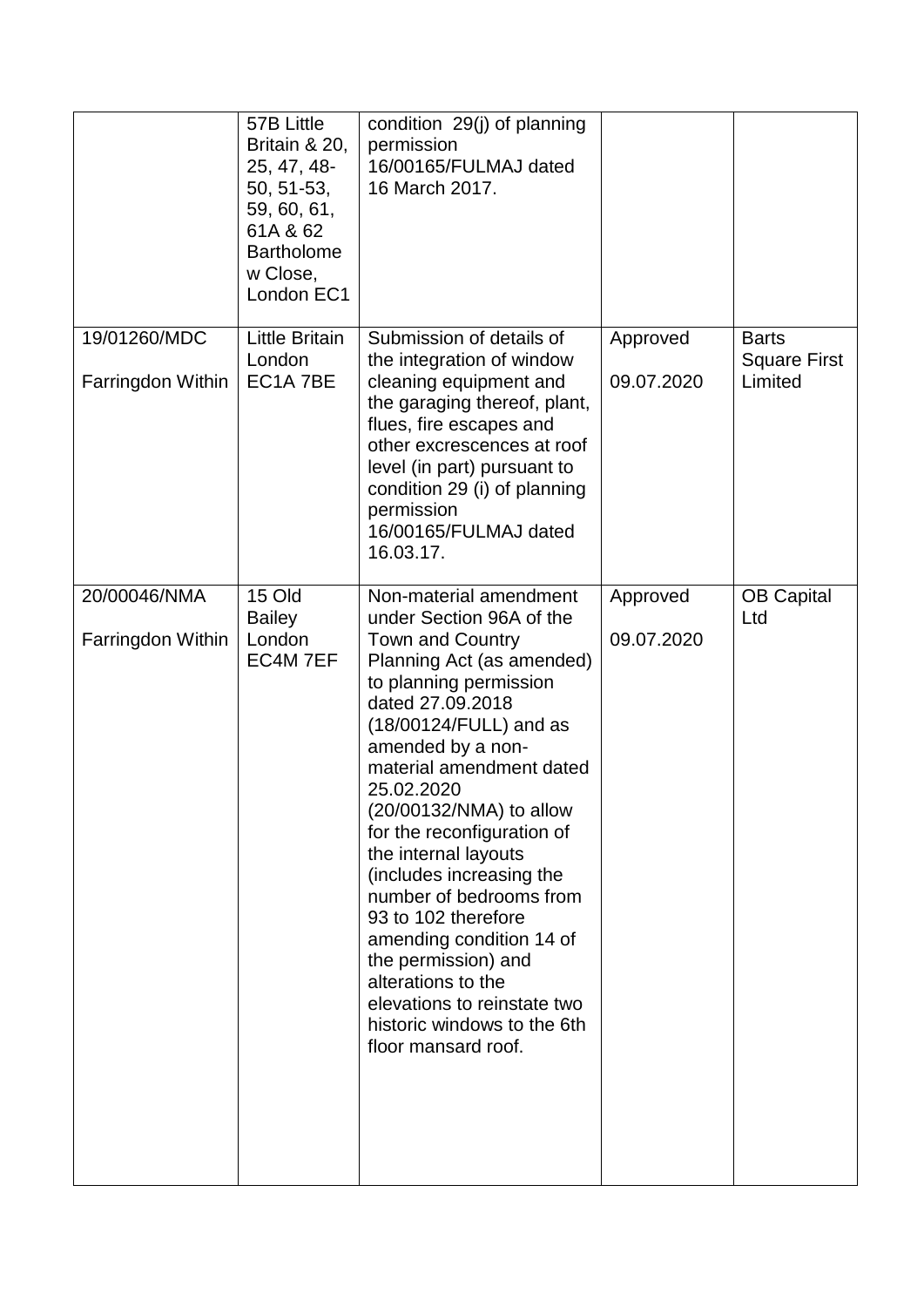| | | | | |
|---|---|---|---|---|
| | 57B Little Britain & 20, 25, 47, 48-50, 51-53, 59, 60, 61, 61A & 62 Bartholomew Close, London EC1 | condition 29(j) of planning permission 16/00165/FULMAJ dated 16 March 2017. | | |
| 19/01260/MDC<br><br>Farringdon Within | Little Britain London EC1A 7BE | Submission of details of the integration of window cleaning equipment and the garaging thereof, plant, flues, fire escapes and other excrescences at roof level (in part) pursuant to condition 29 (i) of planning permission 16/00165/FULMAJ dated 16.03.17. | Approved<br><br>09.07.2020 | Barts Square First Limited |
| 20/00046/NMA<br><br>Farringdon Within | 15 Old Bailey London EC4M 7EF | Non-material amendment under Section 96A of the Town and Country Planning Act (as amended) to planning permission dated 27.09.2018 (18/00124/FULL) and as amended by a non-material amendment dated 25.02.2020 (20/00132/NMA) to allow for the reconfiguration of the internal layouts (includes increasing the number of bedrooms from 93 to 102 therefore amending condition 14 of the permission) and alterations to the elevations to reinstate two historic windows to the 6th floor mansard roof. | Approved<br><br>09.07.2020 | OB Capital Ltd |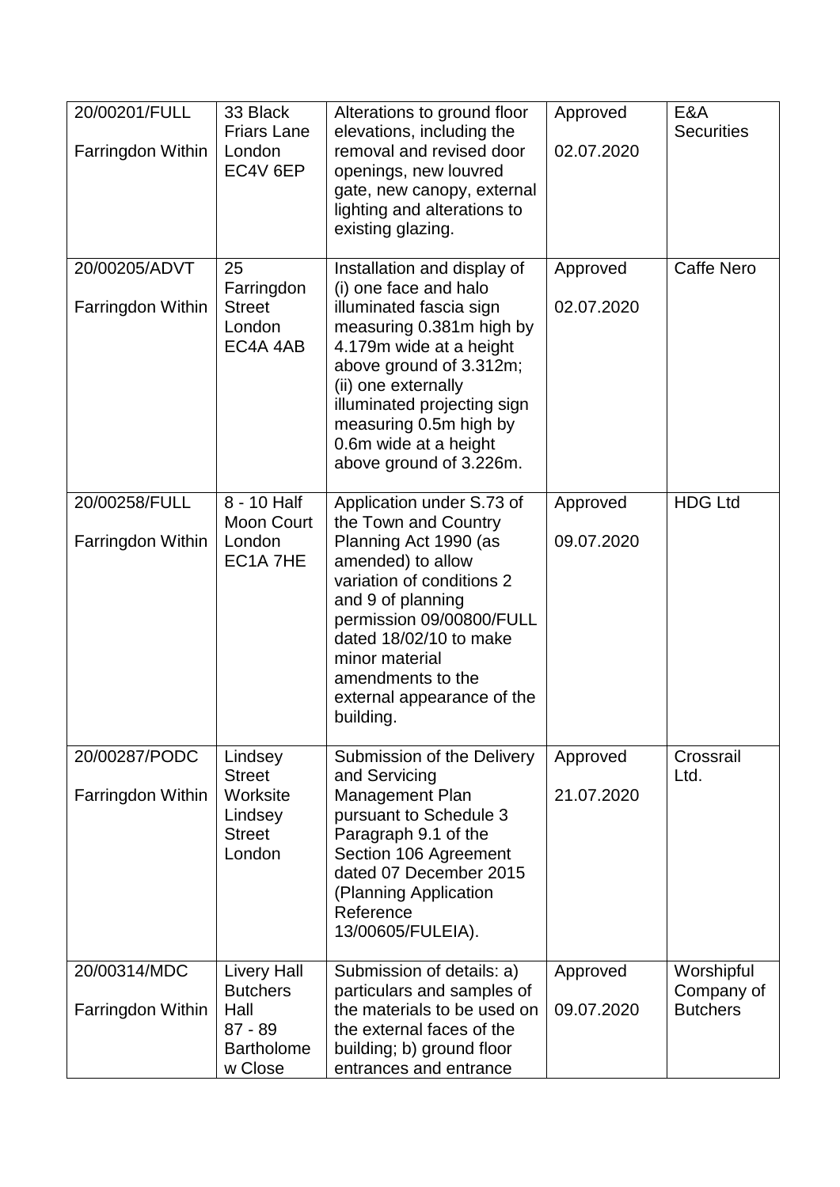| | | | | |
|---|---|---|---|---|
| 20/00201/FULL<br><br>Farringdon Within | 33 Black Friars Lane London EC4V 6EP | Alterations to ground floor elevations, including the removal and revised door openings, new louvred gate, new canopy, external lighting and alterations to existing glazing. | Approved<br><br>02.07.2020 | E&A Securities |
| 20/00205/ADVT<br><br>Farringdon Within | 25 Farringdon Street London EC4A 4AB | Installation and display of (i) one face and halo illuminated fascia sign measuring 0.381m high by 4.179m wide at a height above ground of 3.312m; (ii) one externally illuminated projecting sign measuring 0.5m high by 0.6m wide at a height above ground of 3.226m. | Approved<br><br>02.07.2020 | Caffe Nero |
| 20/00258/FULL<br><br>Farringdon Within | 8 - 10 Half Moon Court London EC1A 7HE | Application under S.73 of the Town and Country Planning Act 1990 (as amended) to allow variation of conditions 2 and 9 of planning permission 09/00800/FULL dated 18/02/10 to make minor material amendments to the external appearance of the building. | Approved<br><br>09.07.2020 | HDG Ltd |
| 20/00287/PODC<br><br>Farringdon Within | Lindsey Street Worksite Lindsey Street London | Submission of the Delivery and Servicing Management Plan pursuant to Schedule 3 Paragraph 9.1 of the Section 106 Agreement dated 07 December 2015 (Planning Application Reference 13/00605/FULEIA). | Approved<br><br>21.07.2020 | Crossrail Ltd. |
| 20/00314/MDC<br><br>Farringdon Within | Livery Hall Butchers Hall 87 - 89 Bartholomew Close | Submission of details: a) particulars and samples of the materials to be used on the external faces of the building; b) ground floor entrances and entrance | Approved<br><br>09.07.2020 | Worshipful Company of Butchers |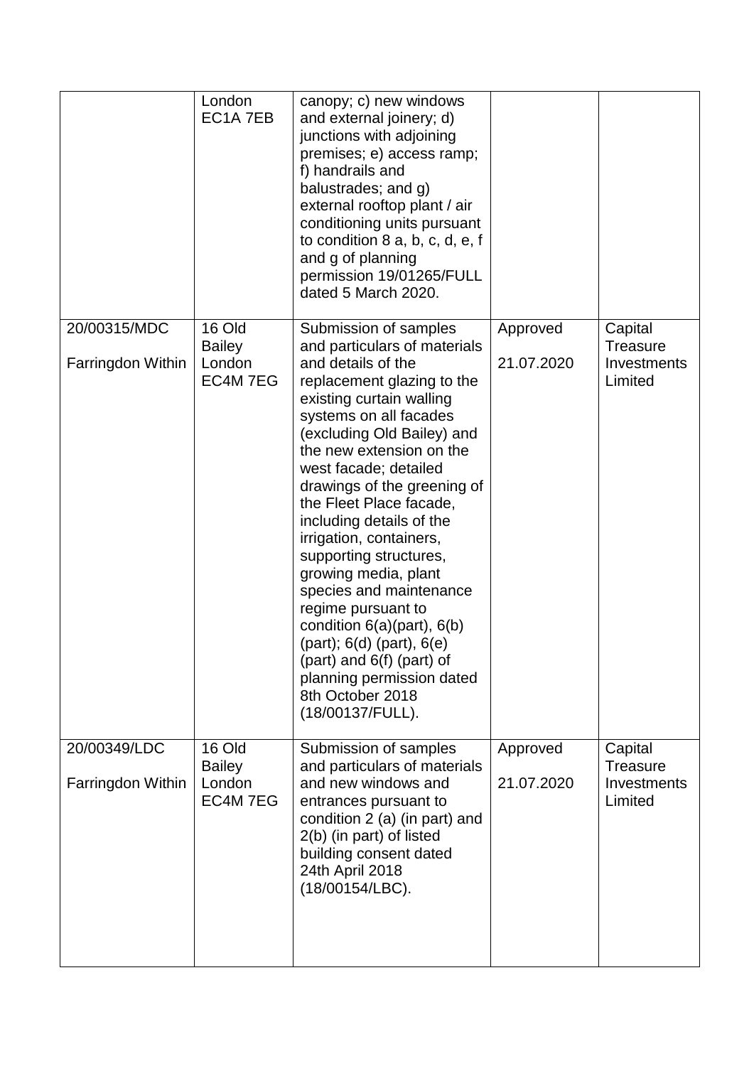| | | | | |
|---|---|---|---|---|
| | London EC1A 7EB | canopy; c) new windows and external joinery; d) junctions with adjoining premises; e) access ramp; f) handrails and balustrades; and g) external rooftop plant / air conditioning units pursuant to condition 8 a, b, c, d, e, f and g of planning permission 19/01265/FULL dated 5 March 2020. | | |
| 20/00315/MDC<br><br>Farringdon Within | 16 Old Bailey London EC4M 7EG | Submission of samples and particulars of materials and details of the replacement glazing to the existing curtain walling systems on all facades (excluding Old Bailey) and the new extension on the west facade; detailed drawings of the greening of the Fleet Place facade, including details of the irrigation, containers, supporting structures, growing media, plant species and maintenance regime pursuant to condition 6(a)(part), 6(b) (part); 6(d) (part), 6(e) (part) and 6(f) (part) of planning permission dated 8th October 2018 (18/00137/FULL). | Approved<br><br>21.07.2020 | Capital Treasure Investments Limited |
| 20/00349/LDC<br><br>Farringdon Within | 16 Old Bailey London EC4M 7EG | Submission of samples and particulars of materials and new windows and entrances pursuant to condition 2 (a) (in part) and 2(b) (in part) of listed building consent dated 24th April 2018 (18/00154/LBC). | Approved<br><br>21.07.2020 | Capital Treasure Investments Limited |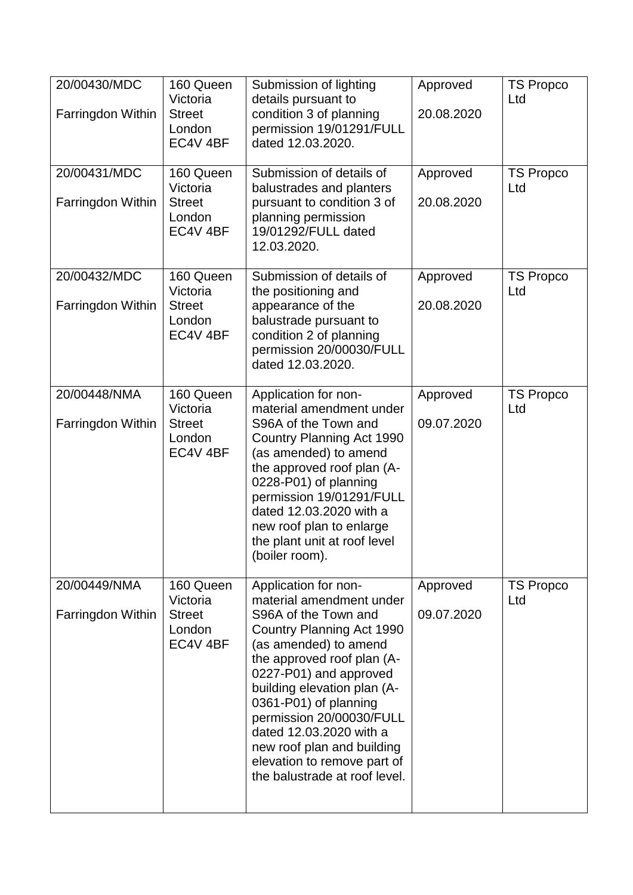| | | | | |
|---|---|---|---|---|
| 20/00430/MDC<br><br>Farringdon Within | 160 Queen Victoria Street London EC4V 4BF | Submission of lighting details pursuant to condition 3 of planning permission 19/01291/FULL dated 12.03.2020. | Approved<br><br>20.08.2020 | TS Propco Ltd |
| 20/00431/MDC<br><br>Farringdon Within | 160 Queen Victoria Street London EC4V 4BF | Submission of details of balustrades and planters pursuant to condition 3 of planning permission 19/01292/FULL dated 12.03.2020. | Approved<br><br>20.08.2020 | TS Propco Ltd |
| 20/00432/MDC<br><br>Farringdon Within | 160 Queen Victoria Street London EC4V 4BF | Submission of details of the positioning and appearance of the balustrade pursuant to condition 2 of planning permission 20/00030/FULL dated 12.03.2020. | Approved<br><br>20.08.2020 | TS Propco Ltd |
| 20/00448/NMA<br><br>Farringdon Within | 160 Queen Victoria Street London EC4V 4BF | Application for non-material amendment under S96A of the Town and Country Planning Act 1990 (as amended) to amend the approved roof plan (A-0228-P01) of planning permission 19/01291/FULL dated 12.03.2020 with a new roof plan to enlarge the plant unit at roof level (boiler room). | Approved<br><br>09.07.2020 | TS Propco Ltd |
| 20/00449/NMA<br><br>Farringdon Within | 160 Queen Victoria Street London EC4V 4BF | Application for non-material amendment under S96A of the Town and Country Planning Act 1990 (as amended) to amend the approved roof plan (A-0227-P01) and approved building elevation plan (A-0361-P01) of planning permission 20/00030/FULL dated 12.03.2020 with a new roof plan and building elevation to remove part of the balustrade at roof level. | Approved<br><br>09.07.2020 | TS Propco Ltd |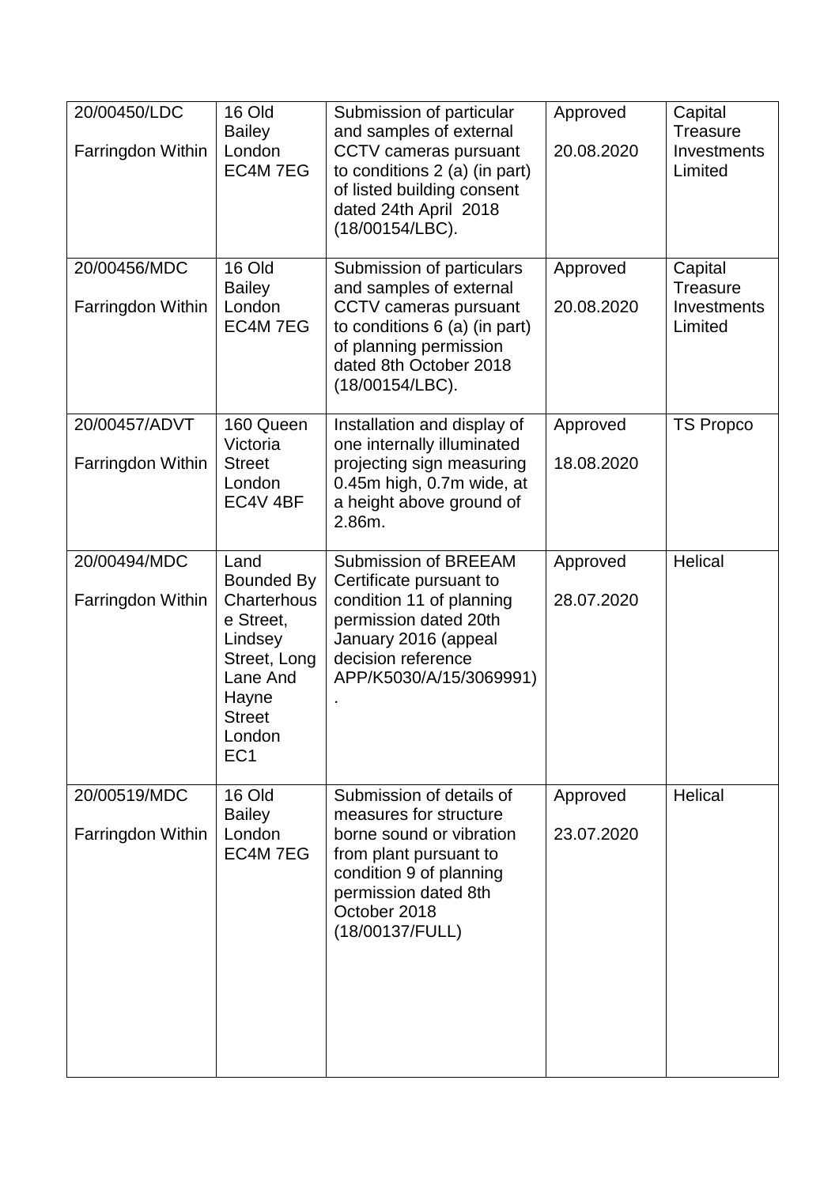| | | | | |
|---|---|---|---|---|
| 20/00450/LDC<br><br>Farringdon Within | 16 Old Bailey London EC4M 7EG | Submission of particular and samples of external CCTV cameras pursuant to conditions 2 (a) (in part) of listed building consent dated 24th April 2018 (18/00154/LBC). | Approved<br><br>20.08.2020 | Capital Treasure Investments Limited |
| 20/00456/MDC<br><br>Farringdon Within | 16 Old Bailey London EC4M 7EG | Submission of particulars and samples of external CCTV cameras pursuant to conditions 6 (a) (in part) of planning permission dated 8th October 2018 (18/00154/LBC). | Approved<br><br>20.08.2020 | Capital Treasure Investments Limited |
| 20/00457/ADVT<br><br>Farringdon Within | 160 Queen Victoria Street London EC4V 4BF | Installation and display of one internally illuminated projecting sign measuring 0.45m high, 0.7m wide, at a height above ground of 2.86m. | Approved<br><br>18.08.2020 | TS Propco |
| 20/00494/MDC<br><br>Farringdon Within | Land Bounded By Charterhouse Street, Lindsey Street, Long Lane And Hayne Street London EC1 | Submission of BREEAM Certificate pursuant to condition 11 of planning permission dated 20th January 2016 (appeal decision reference APP/K5030/A/15/3069991). | Approved<br><br>28.07.2020 | Helical |
| 20/00519/MDC<br><br>Farringdon Within | 16 Old Bailey London EC4M 7EG | Submission of details of measures for structure borne sound or vibration from plant pursuant to condition 9 of planning permission dated 8th October 2018 (18/00137/FULL) | Approved<br><br>23.07.2020 | Helical |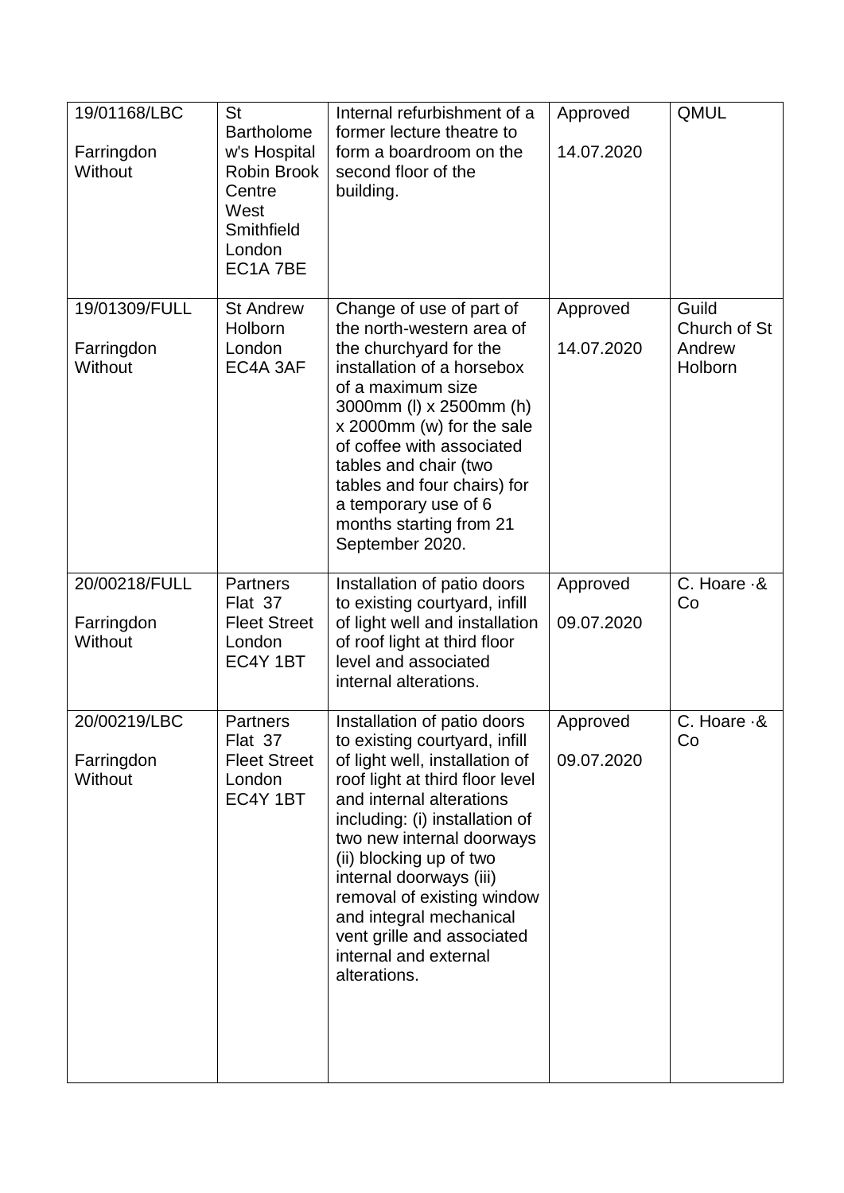| | | | | |
|---|---|---|---|---|
| 19/01168/LBC<br><br>Farringdon Without | St Bartholomew's Hospital Robin Brook Centre West Smithfield London EC1A 7BE | Internal refurbishment of a former lecture theatre to form a boardroom on the second floor of the building. | Approved<br><br>14.07.2020 | QMUL |
| 19/01309/FULL<br><br>Farringdon Without | St Andrew Holborn London EC4A 3AF | Change of use of part of the north-western area of the churchyard for the installation of a horsebox of a maximum size 3000mm (l) x 2500mm (h) x 2000mm (w) for the sale of coffee with associated tables and chair (two tables and four chairs) for a temporary use of 6 months starting from 21 September 2020. | Approved<br><br>14.07.2020 | Guild Church of St Andrew Holborn |
| 20/00218/FULL<br><br>Farringdon Without | Partners Flat 37 Fleet Street London EC4Y 1BT | Installation of patio doors to existing courtyard, infill of light well and installation of roof light at third floor level and associated internal alterations. | Approved<br><br>09.07.2020 | C. Hoare ·& Co |
| 20/00219/LBC<br><br>Farringdon Without | Partners Flat 37 Fleet Street London EC4Y 1BT | Installation of patio doors to existing courtyard, infill of light well, installation of roof light at third floor level and internal alterations including: (i) installation of two new internal doorways (ii) blocking up of two internal doorways (iii) removal of existing window and integral mechanical vent grille and associated internal and external alterations. | Approved<br><br>09.07.2020 | C. Hoare ·& Co |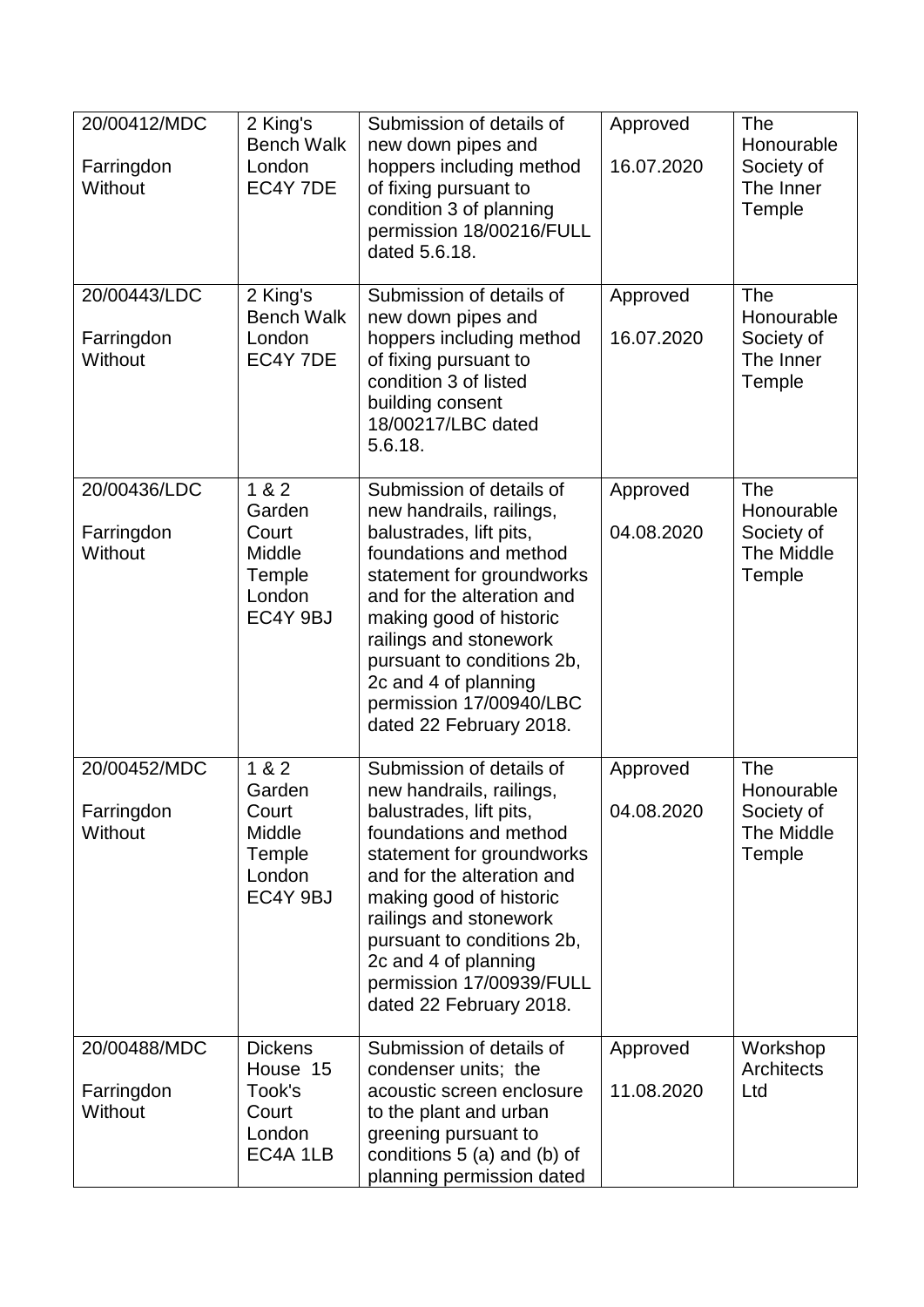| | | | | |
|---|---|---|---|---|
| 20/00412/MDC<br><br>Farringdon Without | 2 King's Bench Walk London EC4Y 7DE | Submission of details of new down pipes and hoppers including method of fixing pursuant to condition 3 of planning permission 18/00216/FULL dated 5.6.18. | Approved<br><br>16.07.2020 | The Honourable Society of The Inner Temple |
| 20/00443/LDC<br><br>Farringdon Without | 2 King's Bench Walk London EC4Y 7DE | Submission of details of new down pipes and hoppers including method of fixing pursuant to condition 3 of listed building consent 18/00217/LBC dated 5.6.18. | Approved<br><br>16.07.2020 | The Honourable Society of The Inner Temple |
| 20/00436/LDC<br><br>Farringdon Without | 1 & 2 Garden Court Middle Temple London EC4Y 9BJ | Submission of details of new handrails, railings, balustrades, lift pits, foundations and method statement for groundworks and for the alteration and making good of historic railings and stonework pursuant to conditions 2b, 2c and 4 of planning permission 17/00940/LBC dated 22 February 2018. | Approved<br><br>04.08.2020 | The Honourable Society of The Middle Temple |
| 20/00452/MDC<br><br>Farringdon Without | 1 & 2 Garden Court Middle Temple London EC4Y 9BJ | Submission of details of new handrails, railings, balustrades, lift pits, foundations and method statement for groundworks and for the alteration and making good of historic railings and stonework pursuant to conditions 2b, 2c and 4 of planning permission 17/00939/FULL dated 22 February 2018. | Approved<br><br>04.08.2020 | The Honourable Society of The Middle Temple |
| 20/00488/MDC<br><br>Farringdon Without | Dickens House 15 Took's Court London EC4A 1LB | Submission of details of condenser units; the acoustic screen enclosure to the plant and urban greening pursuant to conditions 5 (a) and (b) of planning permission dated | Approved<br><br>11.08.2020 | Workshop Architects Ltd |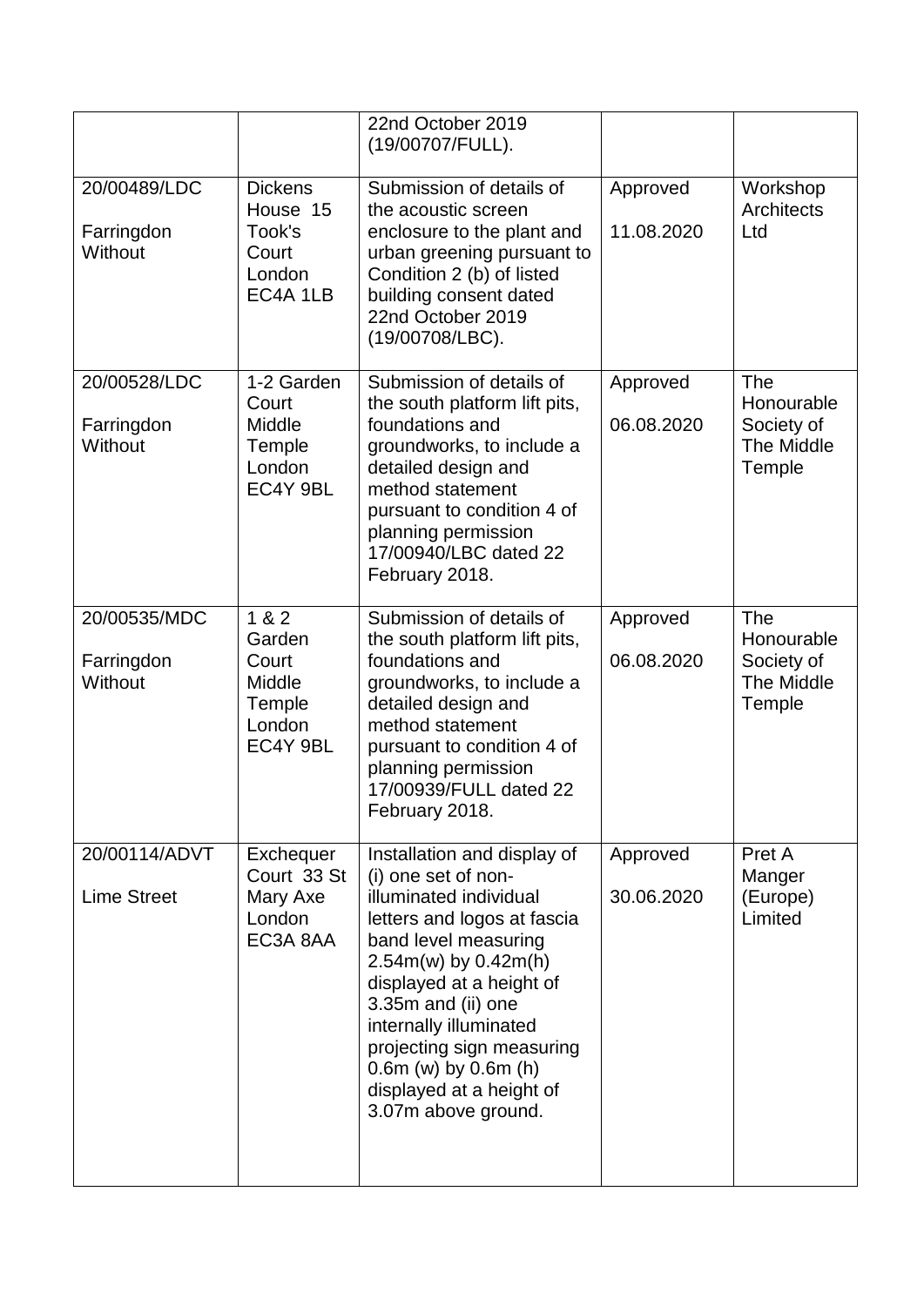| | | | | |
|---|---|---|---|---|
| | | 22nd October 2019 (19/00707/FULL). | | |
| 20/00489/LDC<br><br>Farringdon Without | Dickens House 15 Took's Court London EC4A 1LB | Submission of details of the acoustic screen enclosure to the plant and urban greening pursuant to Condition 2 (b) of listed building consent dated 22nd October 2019 (19/00708/LBC). | Approved<br><br>11.08.2020 | Workshop Architects Ltd |
| 20/00528/LDC<br><br>Farringdon Without | 1-2 Garden Court Middle Temple London EC4Y 9BL | Submission of details of the south platform lift pits, foundations and groundworks, to include a detailed design and method statement pursuant to condition 4 of planning permission 17/00940/LBC dated 22 February 2018. | Approved<br><br>06.08.2020 | The Honourable Society of The Middle Temple |
| 20/00535/MDC<br><br>Farringdon Without | 1 & 2 Garden Court Middle Temple London EC4Y 9BL | Submission of details of the south platform lift pits, foundations and groundworks, to include a detailed design and method statement pursuant to condition 4 of planning permission 17/00939/FULL dated 22 February 2018. | Approved<br><br>06.08.2020 | The Honourable Society of The Middle Temple |
| 20/00114/ADVT<br><br>Lime Street | Exchequer Court 33 St Mary Axe London EC3A 8AA | Installation and display of (i) one set of non-illuminated individual letters and logos at fascia band level measuring 2.54m(w) by 0.42m(h) displayed at a height of 3.35m and (ii) one internally illuminated projecting sign measuring 0.6m (w) by 0.6m (h) displayed at a height of 3.07m above ground. | Approved<br><br>30.06.2020 | Pret A Manger (Europe) Limited |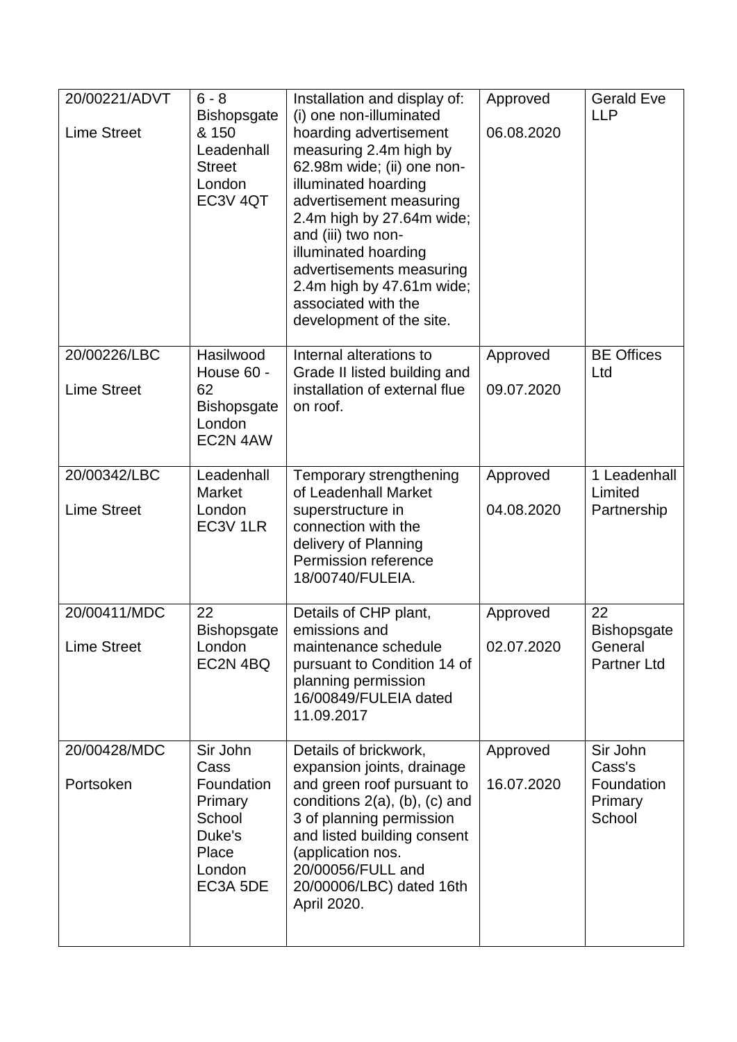| | | | | |
|---|---|---|---|---|
| 20/00221/ADVT<br><br>Lime Street | 6 - 8 Bishopsgate & 150 Leadenhall Street London EC3V 4QT | Installation and display of: (i) one non-illuminated hoarding advertisement measuring 2.4m high by 62.98m wide; (ii) one non-illuminated hoarding advertisement measuring 2.4m high by 27.64m wide; and (iii) two non-illuminated hoarding advertisements measuring 2.4m high by 47.61m wide; associated with the development of the site. | Approved<br><br>06.08.2020 | Gerald Eve LLP |
| 20/00226/LBC<br><br>Lime Street | Hasilwood House 60 - 62 Bishopsgate London EC2N 4AW | Internal alterations to Grade II listed building and installation of external flue on roof. | Approved<br><br>09.07.2020 | BE Offices Ltd |
| 20/00342/LBC<br><br>Lime Street | Leadenhall Market London EC3V 1LR | Temporary strengthening of Leadenhall Market superstructure in connection with the delivery of Planning Permission reference 18/00740/FULEIA. | Approved<br><br>04.08.2020 | 1 Leadenhall Limited Partnership |
| 20/00411/MDC<br><br>Lime Street | 22 Bishopsgate London EC2N 4BQ | Details of CHP plant, emissions and maintenance schedule pursuant to Condition 14 of planning permission 16/00849/FULEIA dated 11.09.2017 | Approved<br><br>02.07.2020 | 22 Bishopsgate General Partner Ltd |
| 20/00428/MDC<br><br>Portsoken | Sir John Cass Foundation Primary School Duke's Place London EC3A 5DE | Details of brickwork, expansion joints, drainage and green roof pursuant to conditions 2(a), (b), (c) and 3 of planning permission and listed building consent (application nos. 20/00056/FULL and 20/00006/LBC) dated 16th April 2020. | Approved<br><br>16.07.2020 | Sir John Cass's Foundation Primary School |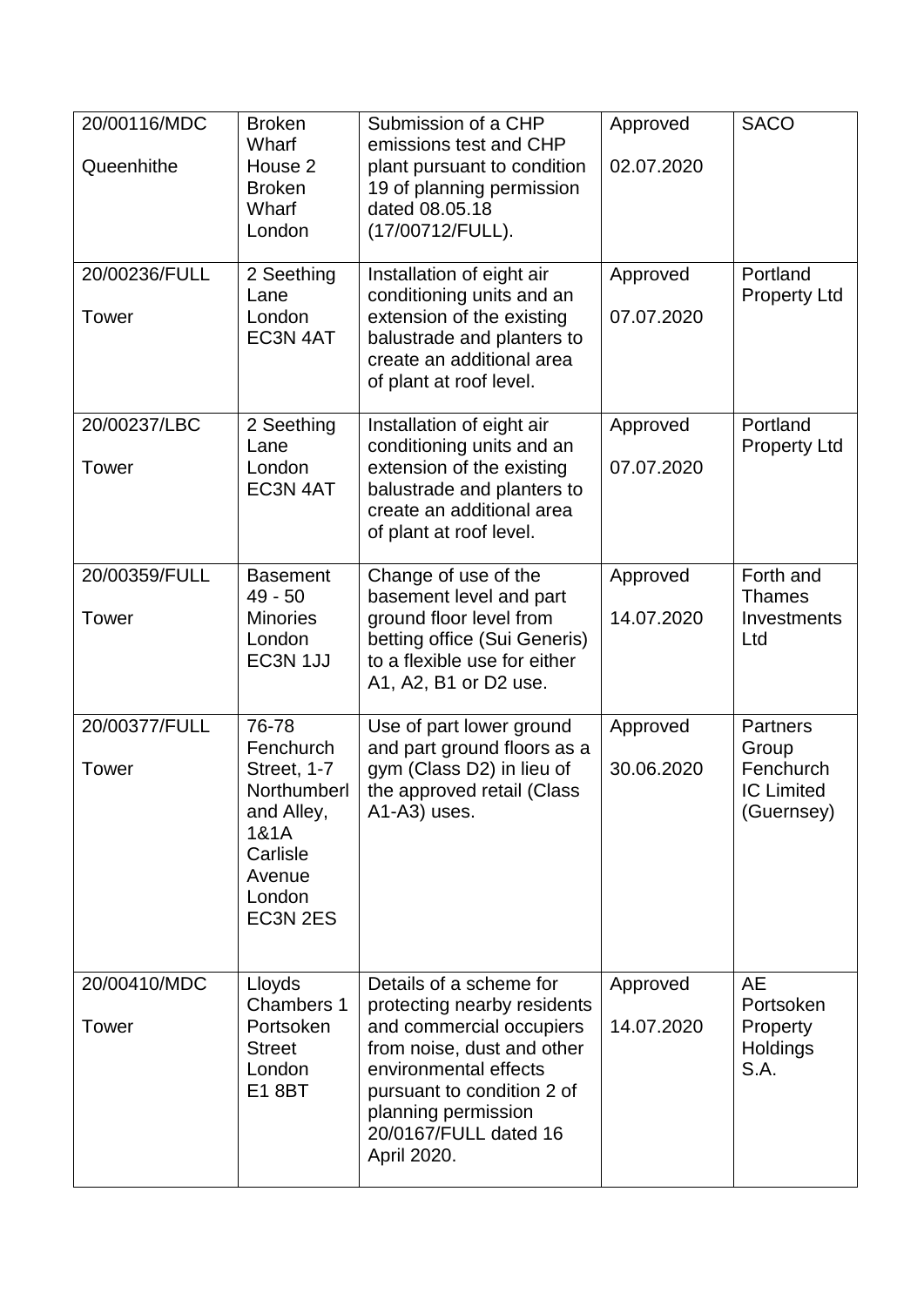| | | | | |
|---|---|---|---|---|
| 20/00116/MDC<br><br>Queenhithe | Broken Wharf House 2 Broken Wharf London | Submission of a CHP emissions test and CHP plant pursuant to condition 19 of planning permission dated 08.05.18 (17/00712/FULL). | Approved<br><br>02.07.2020 | SACO |
| 20/00236/FULL<br><br>Tower | 2 Seething Lane London EC3N 4AT | Installation of eight air conditioning units and an extension of the existing balustrade and planters to create an additional area of plant at roof level. | Approved<br><br>07.07.2020 | Portland Property Ltd |
| 20/00237/LBC<br><br>Tower | 2 Seething Lane London EC3N 4AT | Installation of eight air conditioning units and an extension of the existing balustrade and planters to create an additional area of plant at roof level. | Approved<br><br>07.07.2020 | Portland Property Ltd |
| 20/00359/FULL<br><br>Tower | Basement 49 - 50 Minories London EC3N 1JJ | Change of use of the basement level and part ground floor level from betting office (Sui Generis) to a flexible use for either A1, A2, B1 or D2 use. | Approved<br><br>14.07.2020 | Forth and Thames Investments Ltd |
| 20/00377/FULL<br><br>Tower | 76-78 Fenchurch Street, 1-7 Northumberland Alley, 1&1A Carlisle Avenue London EC3N 2ES | Use of part lower ground and part ground floors as a gym (Class D2) in lieu of the approved retail (Class A1-A3) uses. | Approved<br><br>30.06.2020 | Partners Group Fenchurch IC Limited (Guernsey) |
| 20/00410/MDC<br><br>Tower | Lloyds Chambers 1 Portsoken Street London E1 8BT | Details of a scheme for protecting nearby residents and commercial occupiers from noise, dust and other environmental effects pursuant to condition 2 of planning permission 20/0167/FULL dated 16 April 2020. | Approved<br><br>14.07.2020 | AE Portsoken Property Holdings S.A. |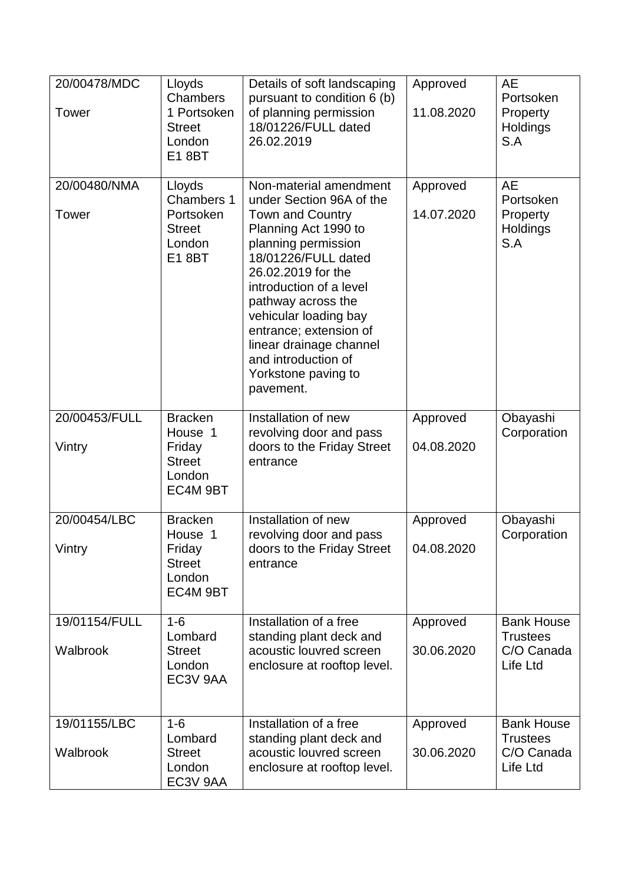| | | | | |
|---|---|---|---|---|
| 20/00478/MDC<br><br>Tower | Lloyds Chambers 1 Portsoken Street London E1 8BT | Details of soft landscaping pursuant to condition 6 (b) of planning permission 18/01226/FULL dated 26.02.2019 | Approved<br><br>11.08.2020 | AE Portsoken Property Holdings S.A |
| 20/00480/NMA<br><br>Tower | Lloyds Chambers 1 Portsoken Street London E1 8BT | Non-material amendment under Section 96A of the Town and Country Planning Act 1990 to planning permission 18/01226/FULL dated 26.02.2019 for the introduction of a level pathway across the vehicular loading bay entrance; extension of linear drainage channel and introduction of Yorkstone paving to pavement. | Approved<br><br>14.07.2020 | AE Portsoken Property Holdings S.A |
| 20/00453/FULL<br><br>Vintry | Bracken House 1 Friday Street London EC4M 9BT | Installation of new revolving door and pass doors to the Friday Street entrance | Approved<br><br>04.08.2020 | Obayashi Corporation |
| 20/00454/LBC<br><br>Vintry | Bracken House 1 Friday Street London EC4M 9BT | Installation of new revolving door and pass doors to the Friday Street entrance | Approved<br><br>04.08.2020 | Obayashi Corporation |
| 19/01154/FULL<br><br>Walbrook | 1-6 Lombard Street London EC3V 9AA | Installation of a free standing plant deck and acoustic louvred screen enclosure at rooftop level. | Approved<br><br>30.06.2020 | Bank House Trustees C/O Canada Life Ltd |
| 19/01155/LBC<br><br>Walbrook | 1-6 Lombard Street London EC3V 9AA | Installation of a free standing plant deck and acoustic louvred screen enclosure at rooftop level. | Approved<br><br>30.06.2020 | Bank House Trustees C/O Canada Life Ltd |